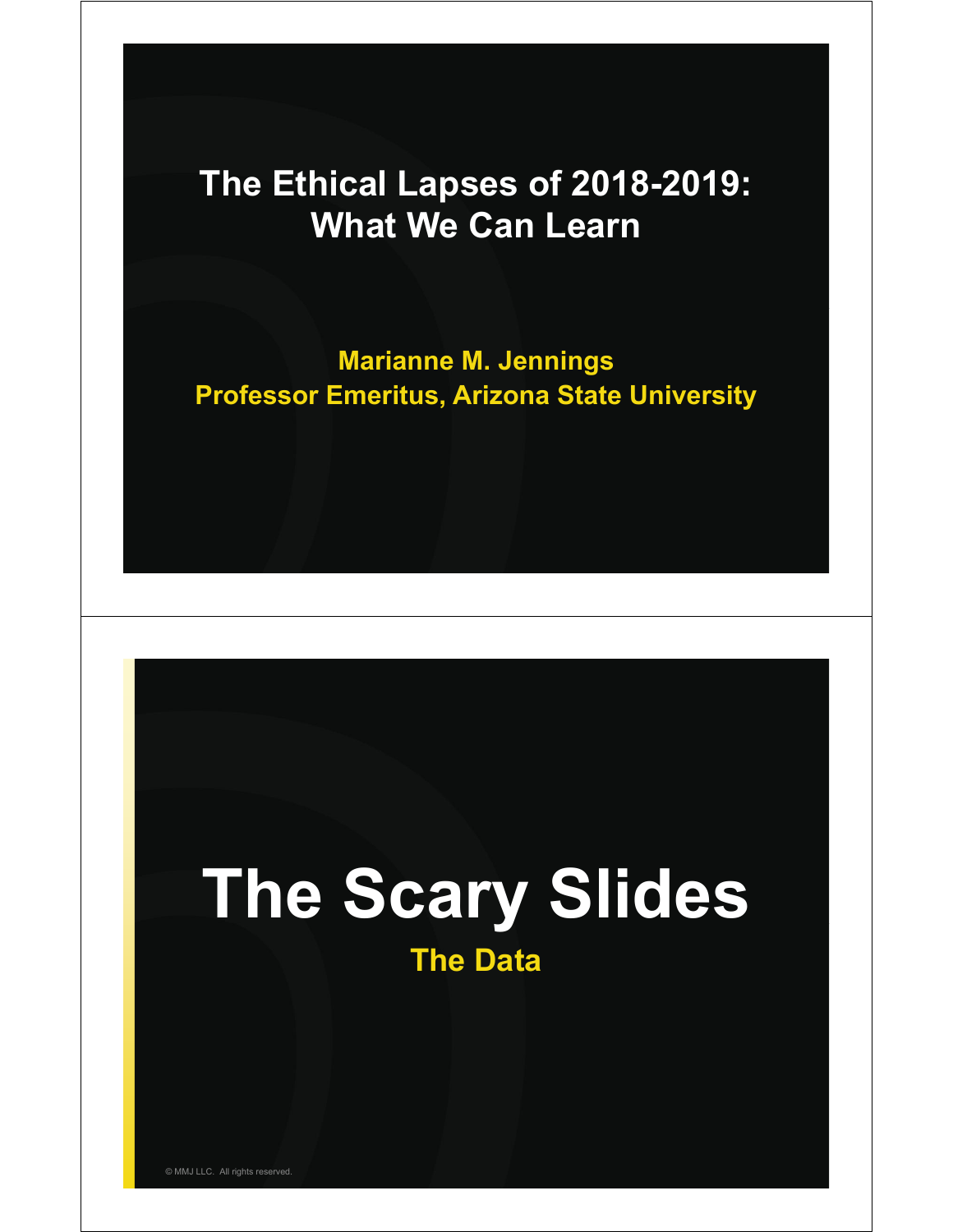# The Ethical Lapses of 2018-2019: What We Can Learn

**Marianne M. Jennings**
**Professor Emeritus, Arizona State University**

# The Scary Slides

## The Data

© MMJ LLC. All rights reserved.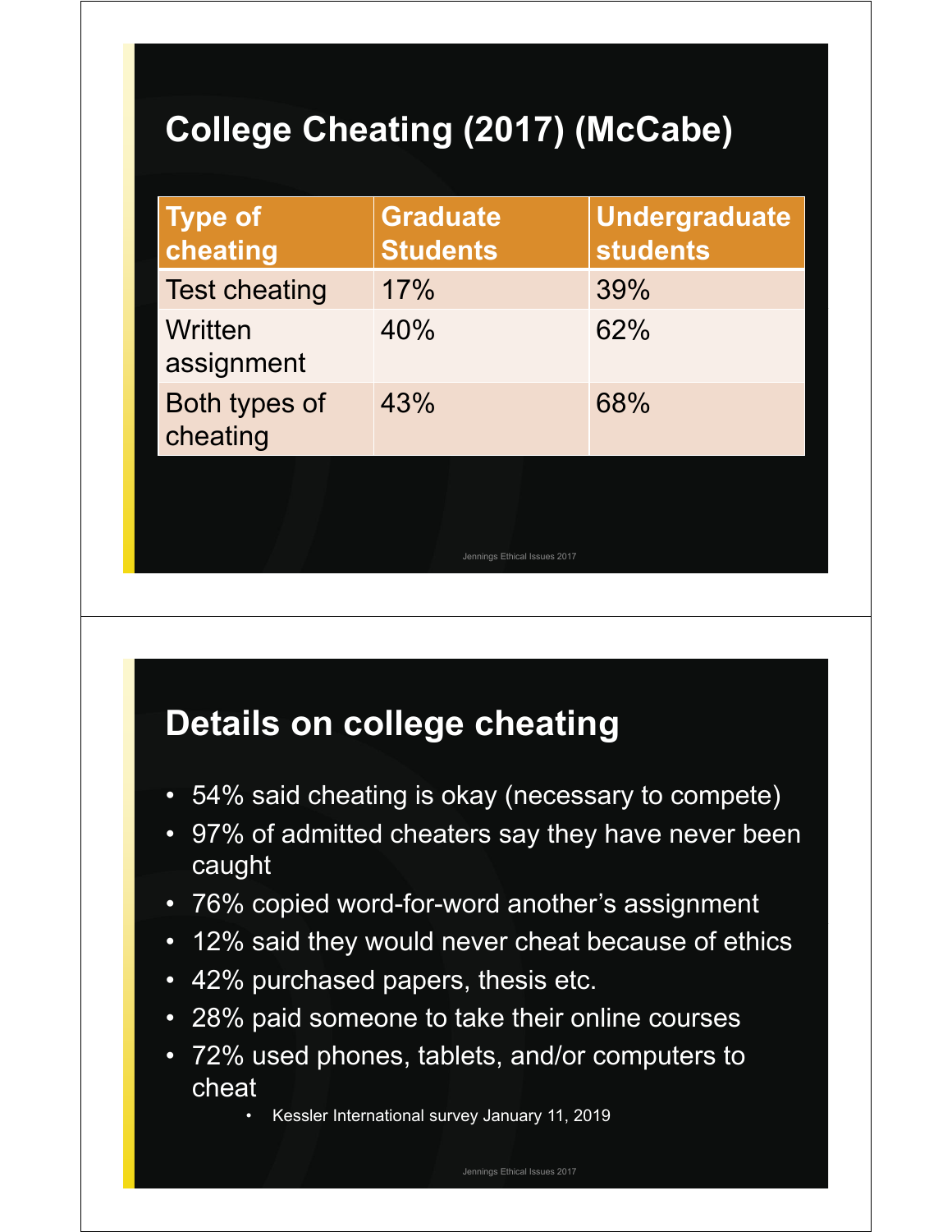## College Cheating (2017) (McCabe)

| Type of cheating | Graduate Students | Undergraduate students |
|---|---|---|
| Test cheating | 17% | 39% |
| Written assignment | 40% | 62% |
| Both types of cheating | 43% | 68% |

## Details on college cheating

- 54% said cheating is okay (necessary to compete)
- 97% of admitted cheaters say they have never been caught
- 76% copied word-for-word another's assignment
- 12% said they would never cheat because of ethics
- 42% purchased papers, thesis etc.
- 28% paid someone to take their online courses
- 72% used phones, tablets, and/or computers to cheat
  - Kessler International survey January 11, 2019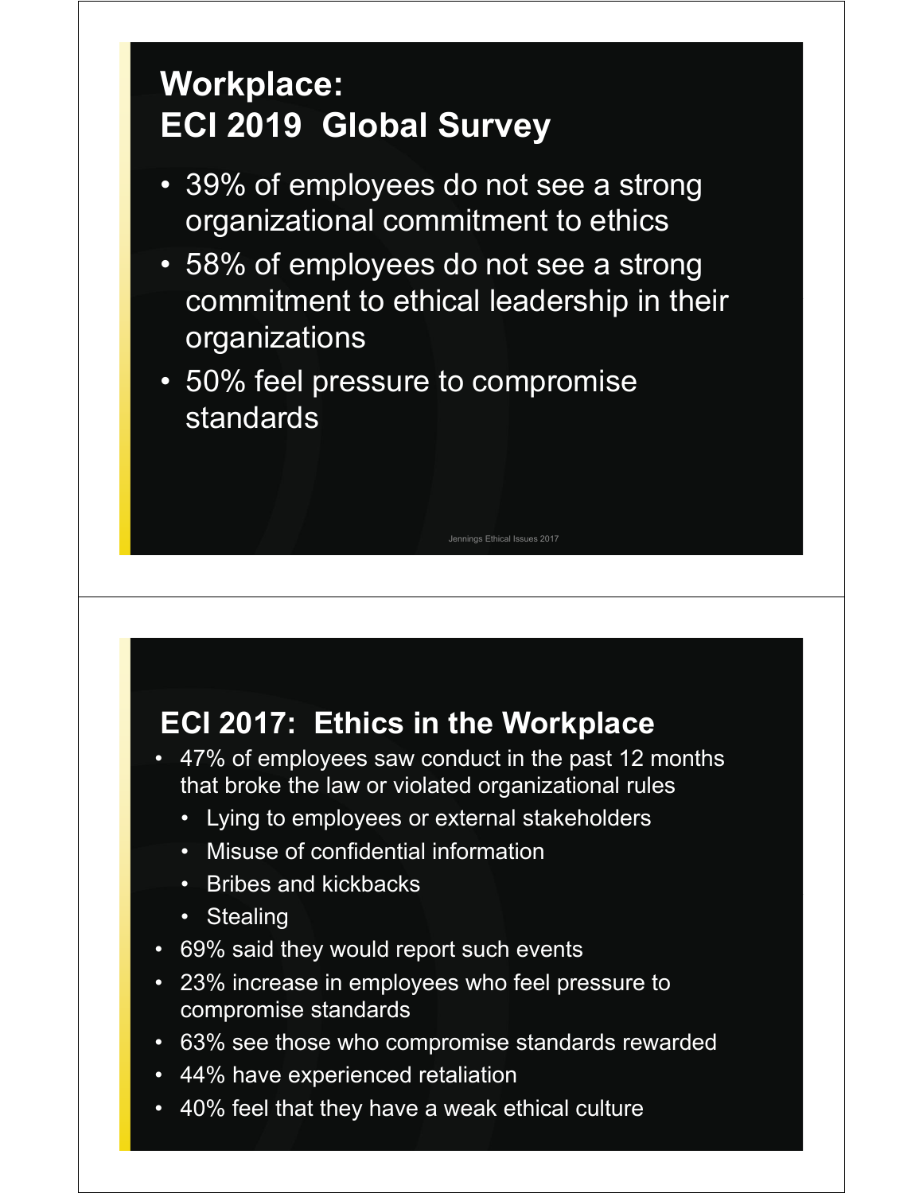## Workplace: ECI 2019 Global Survey

- 39% of employees do not see a strong organizational commitment to ethics
- 58% of employees do not see a strong commitment to ethical leadership in their organizations
- 50% feel pressure to compromise standards

## ECI 2017: Ethics in the Workplace

- 47% of employees saw conduct in the past 12 months that broke the law or violated organizational rules
  - Lying to employees or external stakeholders
  - Misuse of confidential information
  - Bribes and kickbacks
  - Stealing
- 69% said they would report such events
- 23% increase in employees who feel pressure to compromise standards
- 63% see those who compromise standards rewarded
- 44% have experienced retaliation
- 40% feel that they have a weak ethical culture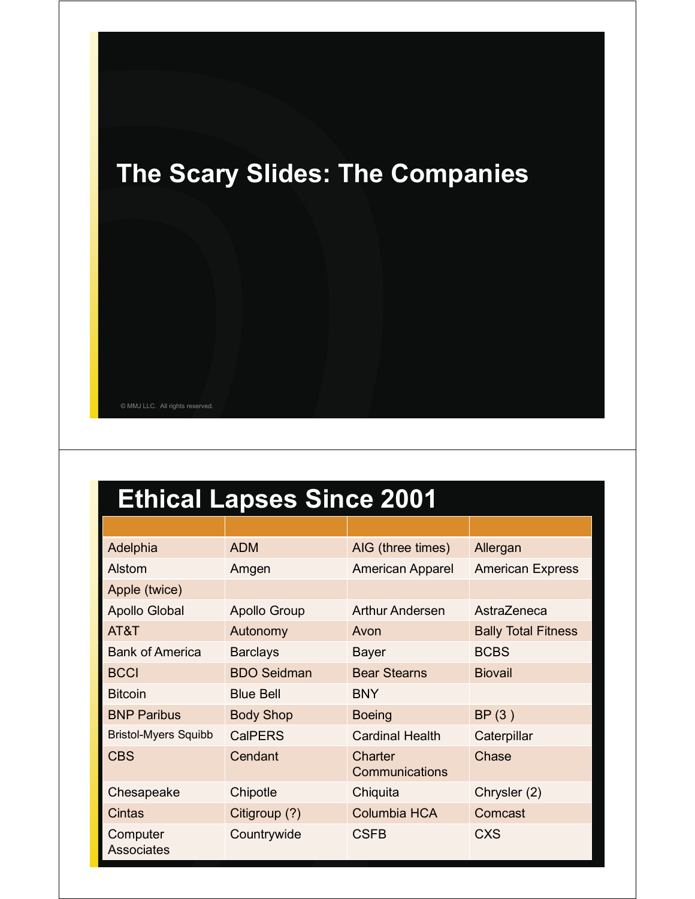# The Scary Slides: The Companies

© MMJ LLC. All rights reserved.

## Ethical Lapses Since 2001

| | | | |
|---|---|---|---|
| Adelphia | ADM | AIG (three times) | Allergan |
| Alstom | Amgen | American Apparel | American Express |
| Apple (twice) | | | |
| Apollo Global | Apollo Group | Arthur Andersen | AstraZeneca |
| AT&T | Autonomy | Avon | Bally Total Fitness |
| Bank of America | Barclays | Bayer | BCBS |
| BCCI | BDO Seidman | Bear Stearns | Biovail |
| Bitcoin | Blue Bell | BNY | |
| BNP Paribus | Body Shop | Boeing | BP (3 ) |
| Bristol-Myers Squibb | CalPERS | Cardinal Health | Caterpillar |
| CBS | Cendant | Charter Communications | Chase |
| Chesapeake | Chipotle | Chiquita | Chrysler (2) |
| Cintas | Citigroup (?) | Columbia HCA | Comcast |
| Computer Associates | Countrywide | CSFB | CXS |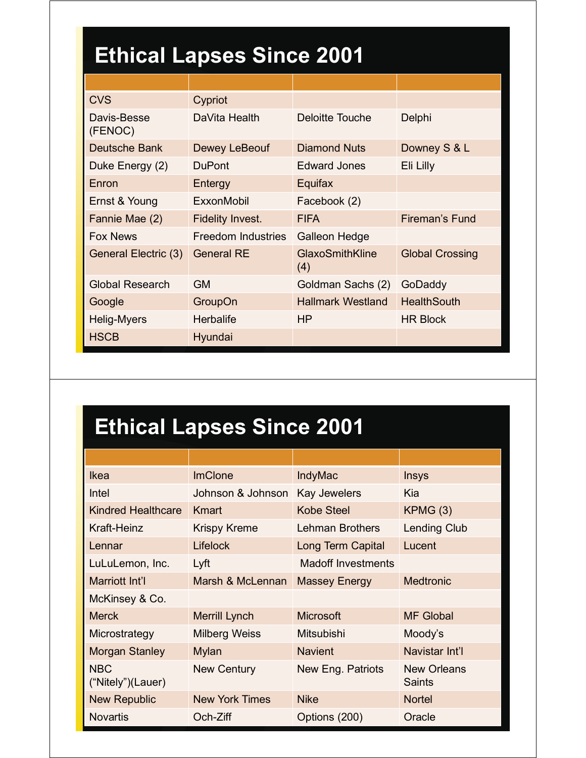# Ethical Lapses Since 2001

| | | | |
|---|---|---|---|
| CVS | Cypriot | | |
| Davis-Besse (FENOC) | DaVita Health | Deloitte Touche | Delphi |
| Deutsche Bank | Dewey LeBeouf | Diamond Nuts | Downey S & L |
| Duke Energy (2) | DuPont | Edward Jones | Eli Lilly |
| Enron | Entergy | Equifax | |
| Ernst & Young | ExxonMobil | Facebook (2) | |
| Fannie Mae (2) | Fidelity Invest. | FIFA | Fireman's Fund |
| Fox News | Freedom Industries | Galleon Hedge | |
| General Electric (3) | General RE | GlaxoSmithKline (4) | Global Crossing |
| Global Research | GM | Goldman Sachs (2) | GoDaddy |
| Google | GroupOn | Hallmark Westland | HealthSouth |
| Helig-Myers | Herbalife | HP | HR Block |
| HSCB | Hyundai | | |

# Ethical Lapses Since 2001

| | | | |
|---|---|---|---|
| Ikea | ImClone | IndyMac | Insys |
| Intel | Johnson & Johnson | Kay Jewelers | Kia |
| Kindred Healthcare | Kmart | Kobe Steel | KPMG (3) |
| Kraft-Heinz | Krispy Kreme | Lehman Brothers | Lending Club |
| Lennar | Lifelock | Long Term Capital | Lucent |
| LuLuLemon, Inc. | Lyft | Madoff Investments | |
| Marriott Int'l | Marsh & McLennan | Massey Energy | Medtronic |
| McKinsey & Co. | | | |
| Merck | Merrill Lynch | Microsoft | MF Global |
| Microstrategy | Milberg Weiss | Mitsubishi | Moody's |
| Morgan Stanley | Mylan | Navient | Navistar Int'l |
| NBC ("Nitely")(Lauer) | New Century | New Eng. Patriots | New Orleans Saints |
| New Republic | New York Times | Nike | Nortel |
| Novartis | Och-Ziff | Options (200) | Oracle |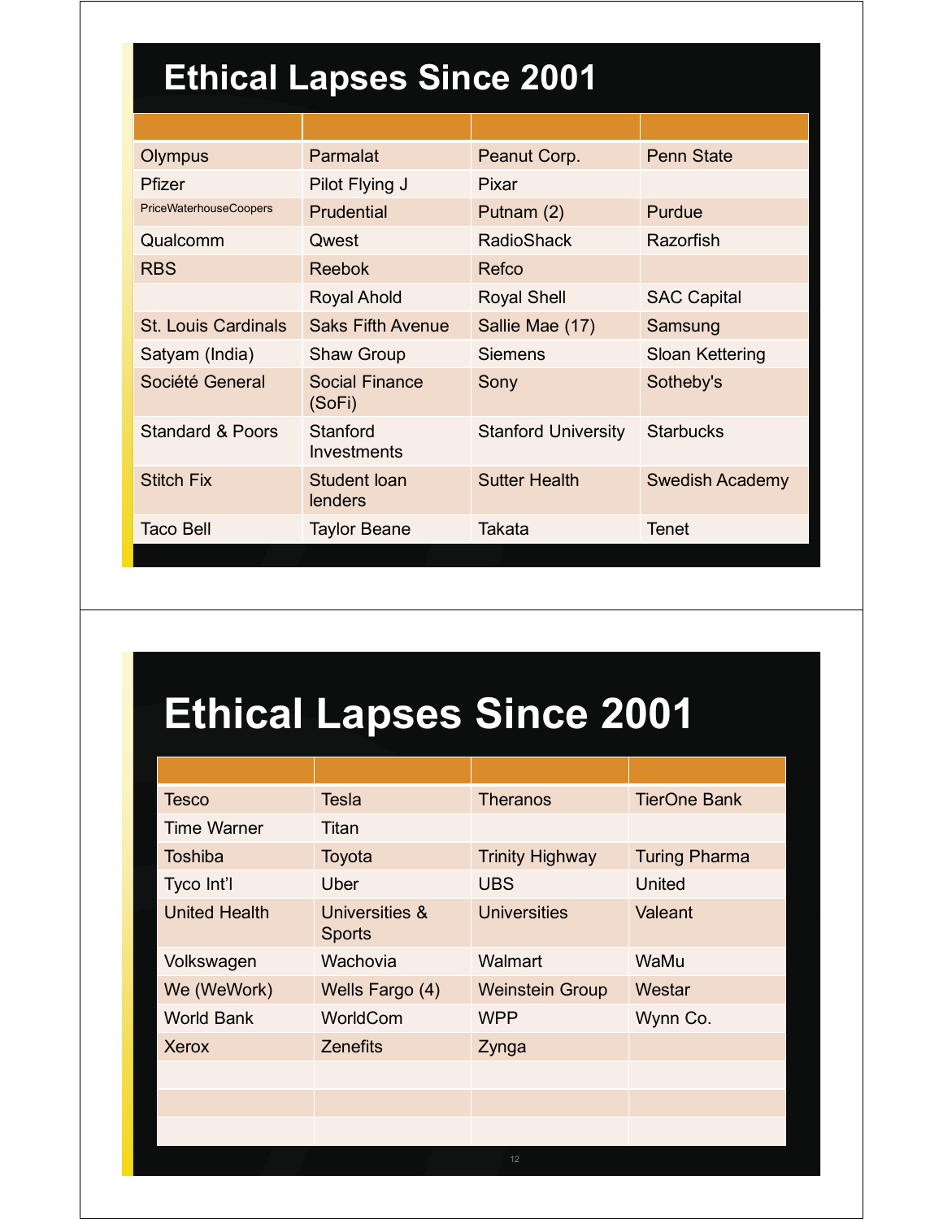## Ethical Lapses Since 2001

| | | | |
|---|---|---|---|
| Olympus | Parmalat | Peanut Corp. | Penn State |
| Pfizer | Pilot Flying J | Pixar | |
| PriceWaterhouseCoopers | Prudential | Putnam (2) | Purdue |
| Qualcomm | Qwest | RadioShack | Razorfish |
| RBS | Reebok | Refco | |
| | Royal Ahold | Royal Shell | SAC Capital |
| St. Louis Cardinals | Saks Fifth Avenue | Sallie Mae (17) | Samsung |
| Satyam (India) | Shaw Group | Siemens | Sloan Kettering |
| Société General | Social Finance (SoFi) | Sony | Sotheby's |
| Standard & Poors | Stanford Investments | Stanford University | Starbucks |
| Stitch Fix | Student loan lenders | Sutter Health | Swedish Academy |
| Taco Bell | Taylor Beane | Takata | Tenet |

## Ethical Lapses Since 2001

| | | | |
|---|---|---|---|
| Tesco | Tesla | Theranos | TierOne Bank |
| Time Warner | Titan | | |
| Toshiba | Toyota | Trinity Highway | Turing Pharma |
| Tyco Int'l | Uber | UBS | United |
| United Health | Universities & Sports | Universities | Valeant |
| Volkswagen | Wachovia | Walmart | WaMu |
| We (WeWork) | Wells Fargo (4) | Weinstein Group | Westar |
| World Bank | WorldCom | WPP | Wynn Co. |
| Xerox | Zenefits | Zynga | |
| | | | |
| | | | |
| | | | |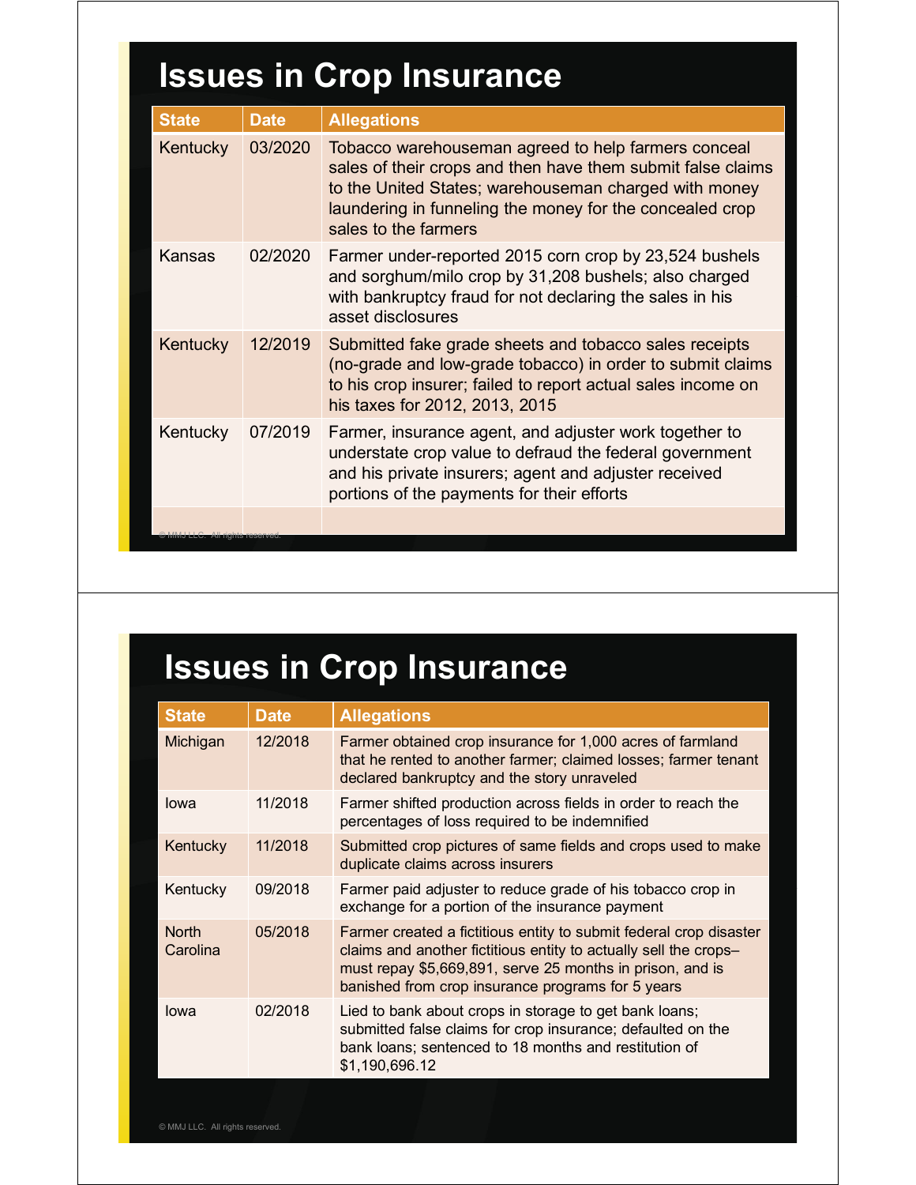# Issues in Crop Insurance

| State | Date | Allegations |
| --- | --- | --- |
| Kentucky | 03/2020 | Tobacco warehouseman agreed to help farmers conceal sales of their crops and then have them submit false claims to the United States; warehouseman charged with money laundering in funneling the money for the concealed crop sales to the farmers |
| Kansas | 02/2020 | Farmer under-reported 2015 corn crop by 23,524 bushels and sorghum/milo crop by 31,208 bushels; also charged with bankruptcy fraud for not declaring the sales in his asset disclosures |
| Kentucky | 12/2019 | Submitted fake grade sheets and tobacco sales receipts (no-grade and low-grade tobacco) in order to submit claims to his crop insurer; failed to report actual sales income on his taxes for 2012, 2013, 2015 |
| Kentucky | 07/2019 | Farmer, insurance agent, and adjuster work together to understate crop value to defraud the federal government and his private insurers; agent and adjuster received portions of the payments for their efforts |
| | | |

© MMJ LLC. All rights reserved.

# Issues in Crop Insurance

| State | Date | Allegations |
| --- | --- | --- |
| Michigan | 12/2018 | Farmer obtained crop insurance for 1,000 acres of farmland that he rented to another farmer; claimed losses; farmer tenant declared bankruptcy and the story unraveled |
| Iowa | 11/2018 | Farmer shifted production across fields in order to reach the percentages of loss required to be indemnified |
| Kentucky | 11/2018 | Submitted crop pictures of same fields and crops used to make duplicate claims across insurers |
| Kentucky | 09/2018 | Farmer paid adjuster to reduce grade of his tobacco crop in exchange for a portion of the insurance payment |
| North Carolina | 05/2018 | Farmer created a fictitious entity to submit federal crop disaster claims and another fictitious entity to actually sell the crops– must repay $5,669,891, serve 25 months in prison, and is banished from crop insurance programs for 5 years |
| Iowa | 02/2018 | Lied to bank about crops in storage to get bank loans; submitted false claims for crop insurance; defaulted on the bank loans; sentenced to 18 months and restitution of $1,190,696.12 |

© MMJ LLC. All rights reserved.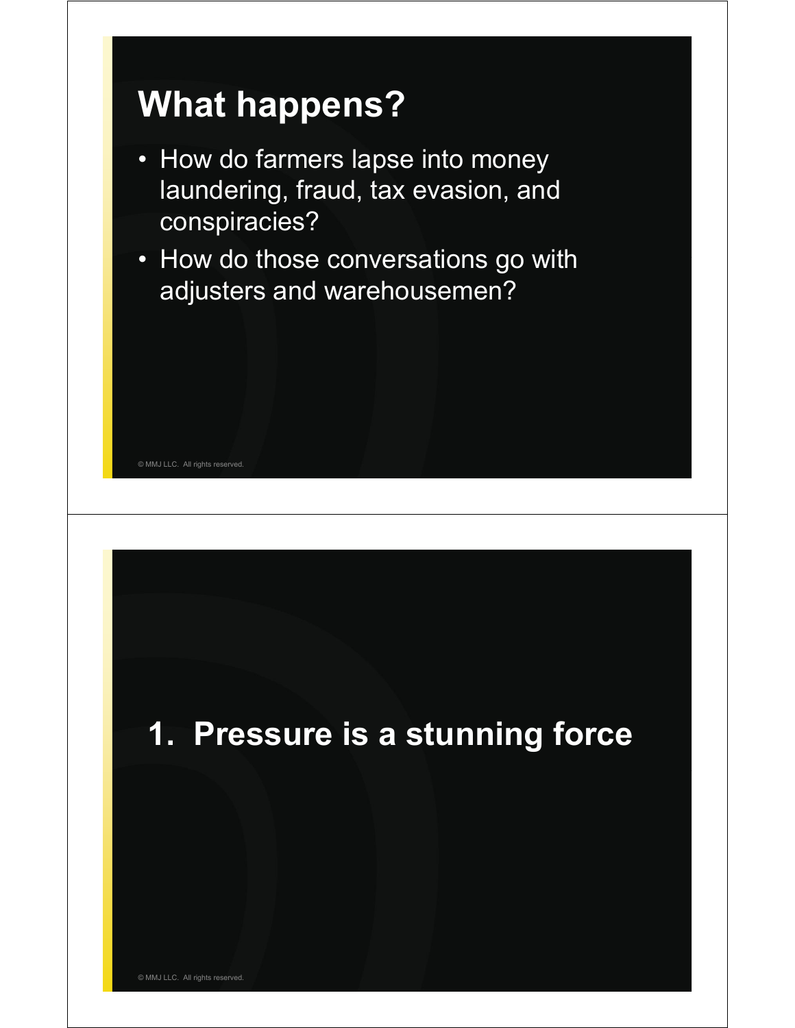## What happens?

- How do farmers lapse into money laundering, fraud, tax evasion, and conspiracies?
- How do those conversations go with adjusters and warehousemen?

© MMJ LLC. All rights reserved.

## 1. Pressure is a stunning force

© MMJ LLC. All rights reserved.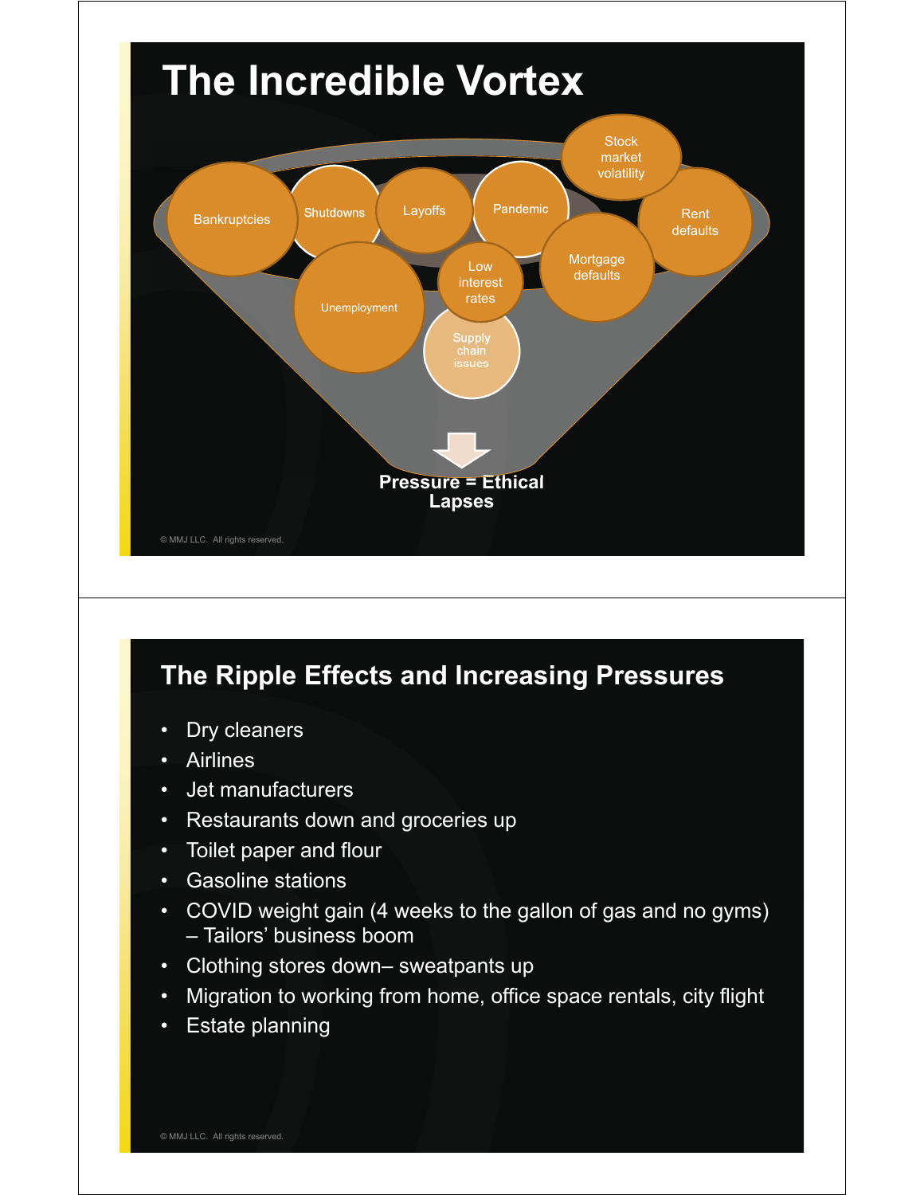# The Incredible Vortex

- Bankruptcies
- Shutdowns
- Layoffs
- Pandemic
- Stock market volatility
- Rent defaults
- Unemployment
- Low interest rates
- Mortgage defaults
- Supply chain issues

**Pressure = Ethical Lapses**

© MMJ LLC. All rights reserved.

# The Ripple Effects and Increasing Pressures

- Dry cleaners
- Airlines
- Jet manufacturers
- Restaurants down and groceries up
- Toilet paper and flour
- Gasoline stations
- COVID weight gain (4 weeks to the gallon of gas and no gyms) – Tailors' business boom
- Clothing stores down– sweatpants up
- Migration to working from home, office space rentals, city flight
- Estate planning

© MMJ LLC. All rights reserved.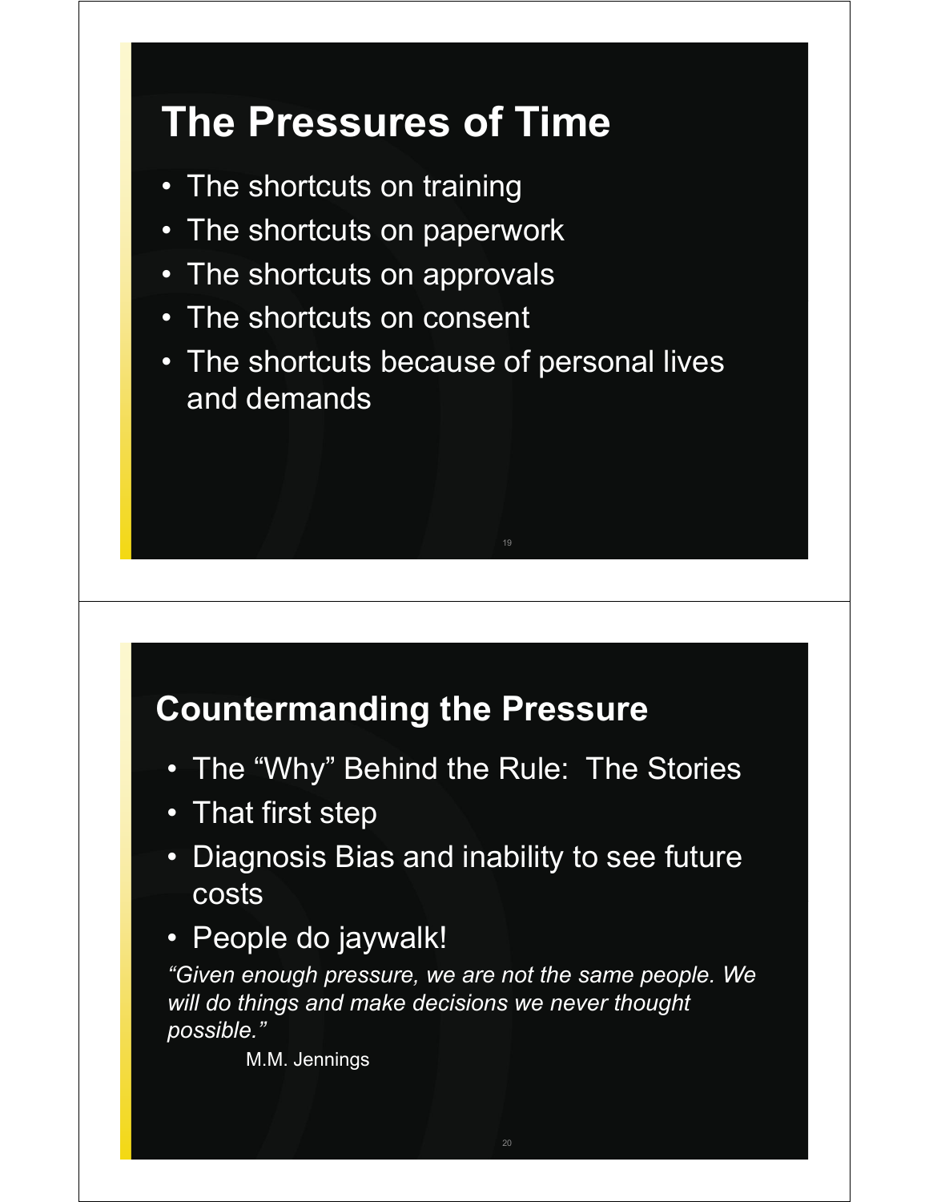## The Pressures of Time

- The shortcuts on training
- The shortcuts on paperwork
- The shortcuts on approvals
- The shortcuts on consent
- The shortcuts because of personal lives and demands

## Countermanding the Pressure

- The "Why" Behind the Rule: The Stories
- That first step
- Diagnosis Bias and inability to see future costs
- People do jaywalk!

*"Given enough pressure, we are not the same people. We will do things and make decisions we never thought possible."*

M.M. Jennings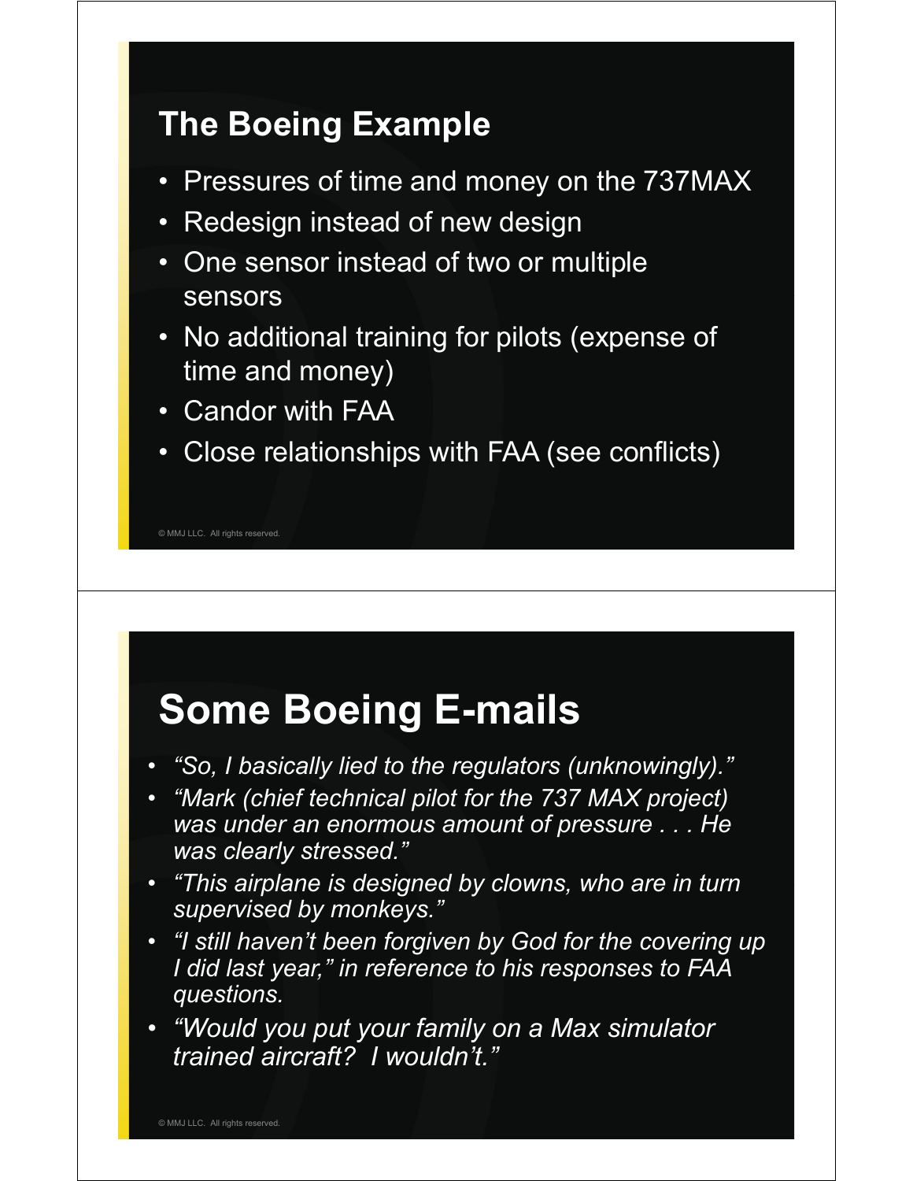## The Boeing Example

- Pressures of time and money on the 737MAX
- Redesign instead of new design
- One sensor instead of two or multiple sensors
- No additional training for pilots (expense of time and money)
- Candor with FAA
- Close relationships with FAA (see conflicts)

© MMJ LLC. All rights reserved.

## Some Boeing E-mails

- *"So, I basically lied to the regulators (unknowingly)."*
- *"Mark (chief technical pilot for the 737 MAX project) was under an enormous amount of pressure . . . He was clearly stressed."*
- *"This airplane is designed by clowns, who are in turn supervised by monkeys."*
- *"I still haven't been forgiven by God for the covering up I did last year," in reference to his responses to FAA questions.*
- *"Would you put your family on a Max simulator trained aircraft? I wouldn't."*

© MMJ LLC. All rights reserved.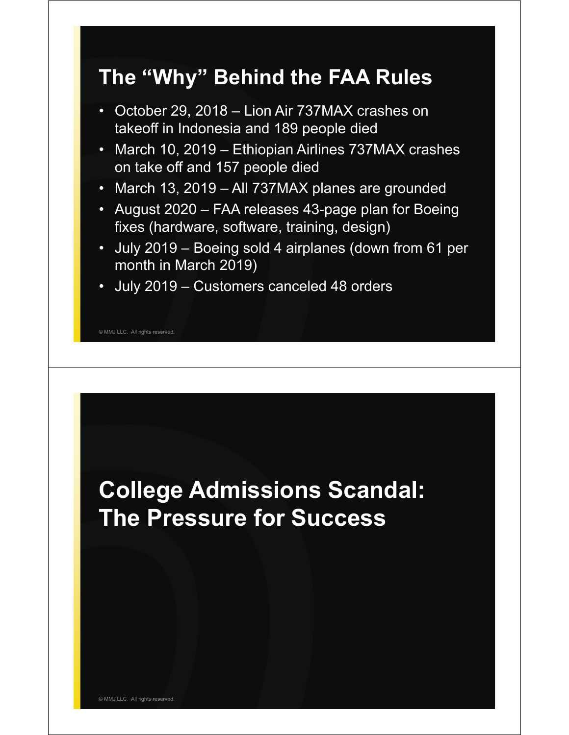## The “Why” Behind the FAA Rules

- October 29, 2018 – Lion Air 737MAX crashes on takeoff in Indonesia and 189 people died
- March 10, 2019 – Ethiopian Airlines 737MAX crashes on take off and 157 people died
- March 13, 2019 – All 737MAX planes are grounded
- August 2020 – FAA releases 43-page plan for Boeing fixes (hardware, software, training, design)
- July 2019 – Boeing sold 4 airplanes (down from 61 per month in March 2019)
- July 2019 – Customers canceled 48 orders

© MMJ LLC. All rights reserved.

## College Admissions Scandal: The Pressure for Success

© MMJ LLC. All rights reserved.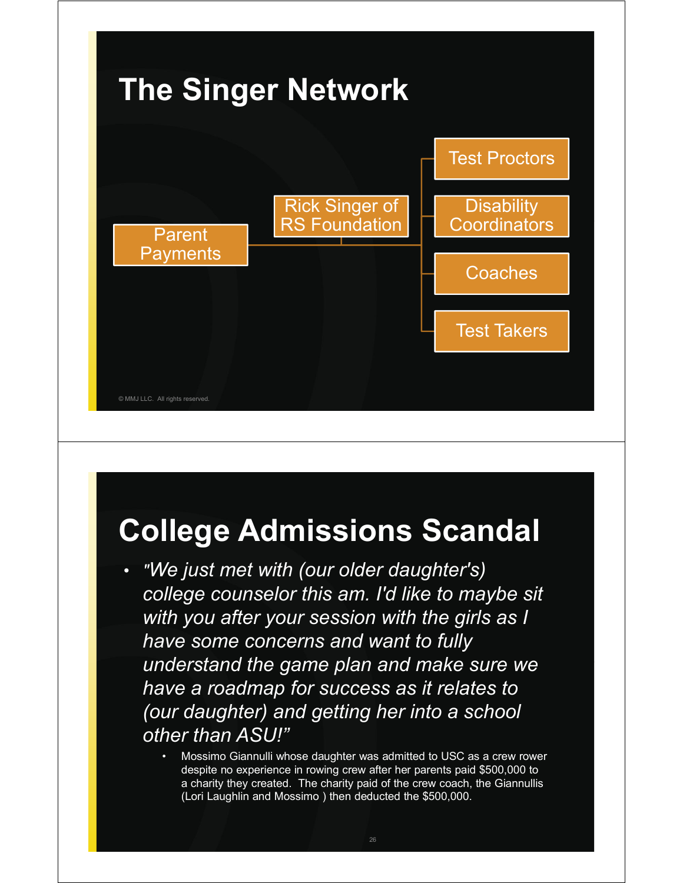## The Singer Network

- Parent Payments
  - Rick Singer of RS Foundation
    - Test Proctors
    - Disability Coordinators
    - Coaches
    - Test Takers

© MMJ LLC. All rights reserved.

## College Admissions Scandal

- *"We just met with (our older daughter's) college counselor this am. I'd like to maybe sit with you after your session with the girls as I have some concerns and want to fully understand the game plan and make sure we have a roadmap for success as it relates to (our daughter) and getting her into a school other than ASU!"*
  - Mossimo Giannulli whose daughter was admitted to USC as a crew rower despite no experience in rowing crew after her parents paid $500,000 to a charity they created. The charity paid of the crew coach, the Giannullis (Lori Laughlin and Mossimo ) then deducted the $500,000.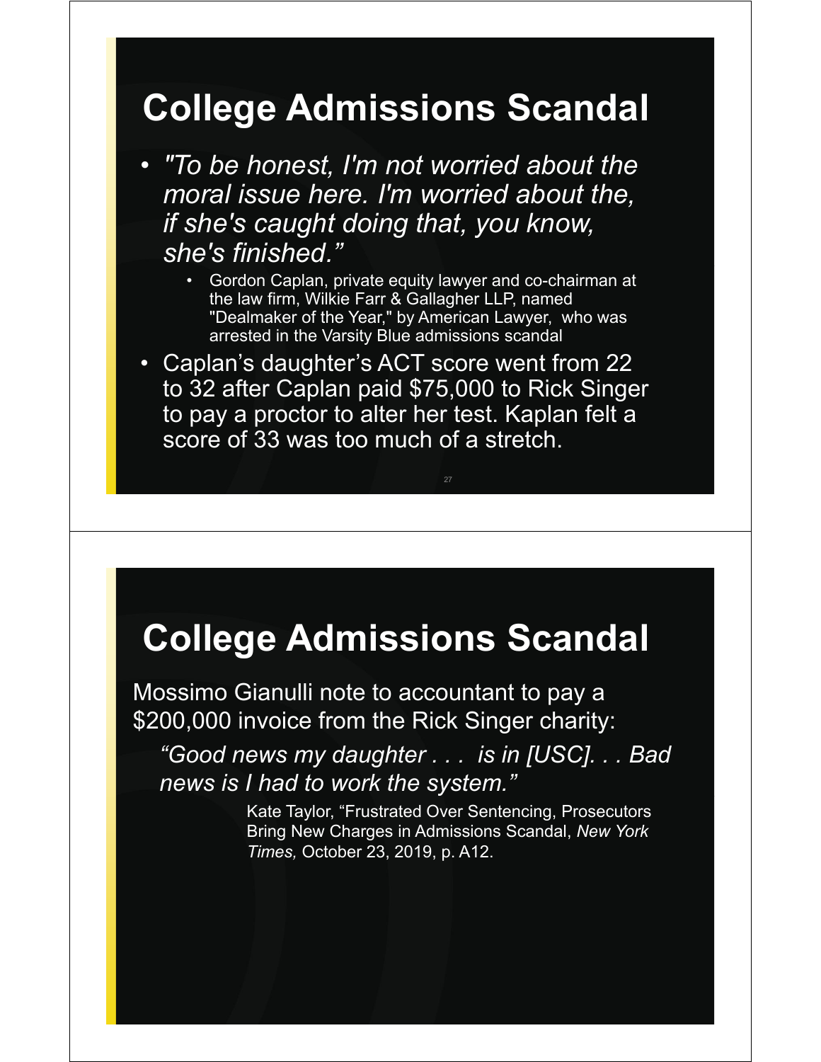# College Admissions Scandal

- *"To be honest, I'm not worried about the moral issue here. I'm worried about the, if she's caught doing that, you know, she's finished."*
  - Gordon Caplan, private equity lawyer and co-chairman at the law firm, Wilkie Farr & Gallagher LLP, named "Dealmaker of the Year," by American Lawyer, who was arrested in the Varsity Blue admissions scandal
- Caplan's daughter's ACT score went from 22 to 32 after Caplan paid $75,000 to Rick Singer to pay a proctor to alter her test. Kaplan felt a score of 33 was too much of a stretch.

# College Admissions Scandal

Mossimo Gianulli note to accountant to pay a $200,000 invoice from the Rick Singer charity:

*"Good news my daughter . . . is in [USC]. . . Bad news is I had to work the system."*

Kate Taylor, "Frustrated Over Sentencing, Prosecutors Bring New Charges in Admissions Scandal, *New York Times,* October 23, 2019, p. A12.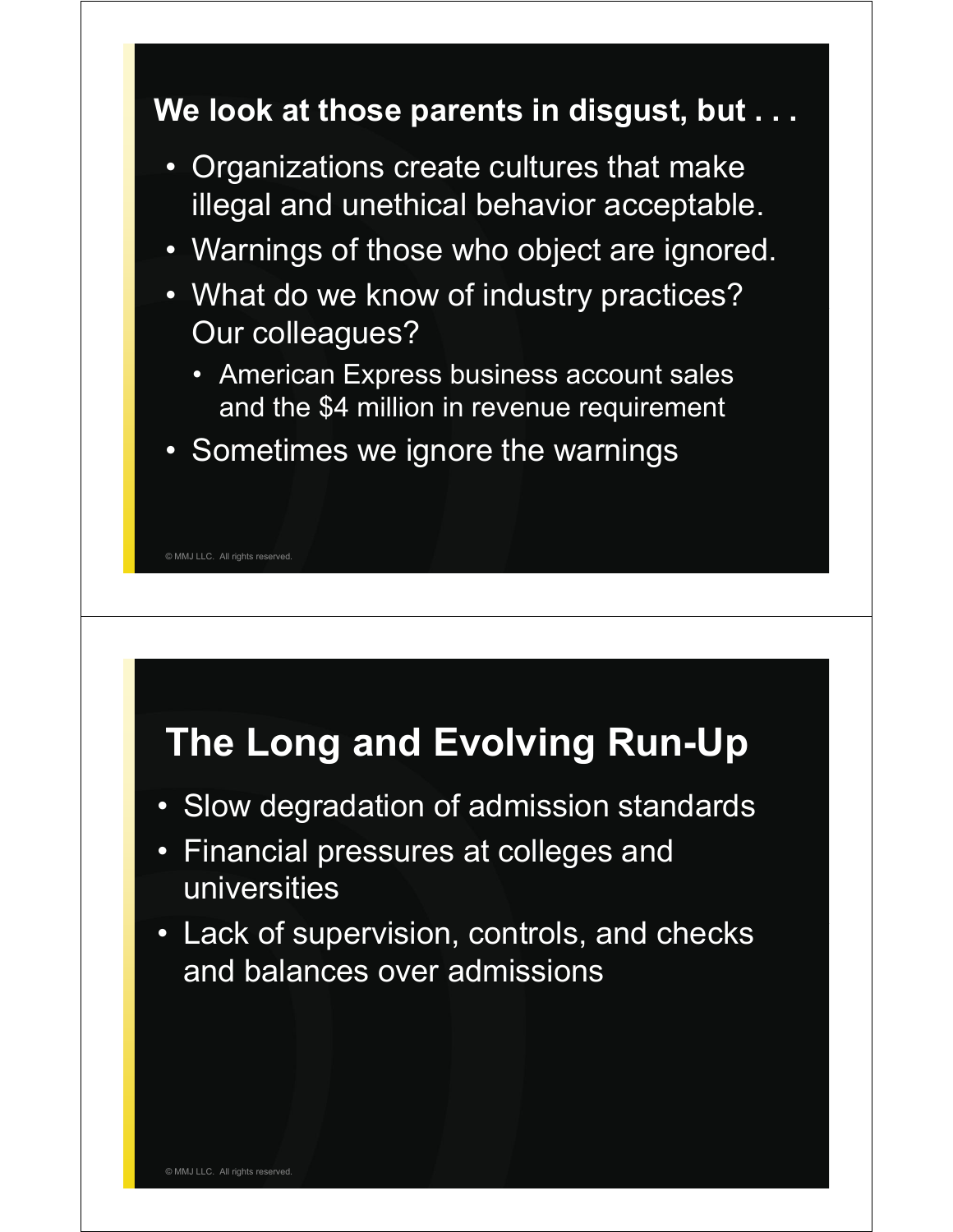## We look at those parents in disgust, but . . .

- Organizations create cultures that make illegal and unethical behavior acceptable.
- Warnings of those who object are ignored.
- What do we know of industry practices? Our colleagues?
  - American Express business account sales and the $4 million in revenue requirement
- Sometimes we ignore the warnings

© MMJ LLC. All rights reserved.

## The Long and Evolving Run-Up

- Slow degradation of admission standards
- Financial pressures at colleges and universities
- Lack of supervision, controls, and checks and balances over admissions

© MMJ LLC. All rights reserved.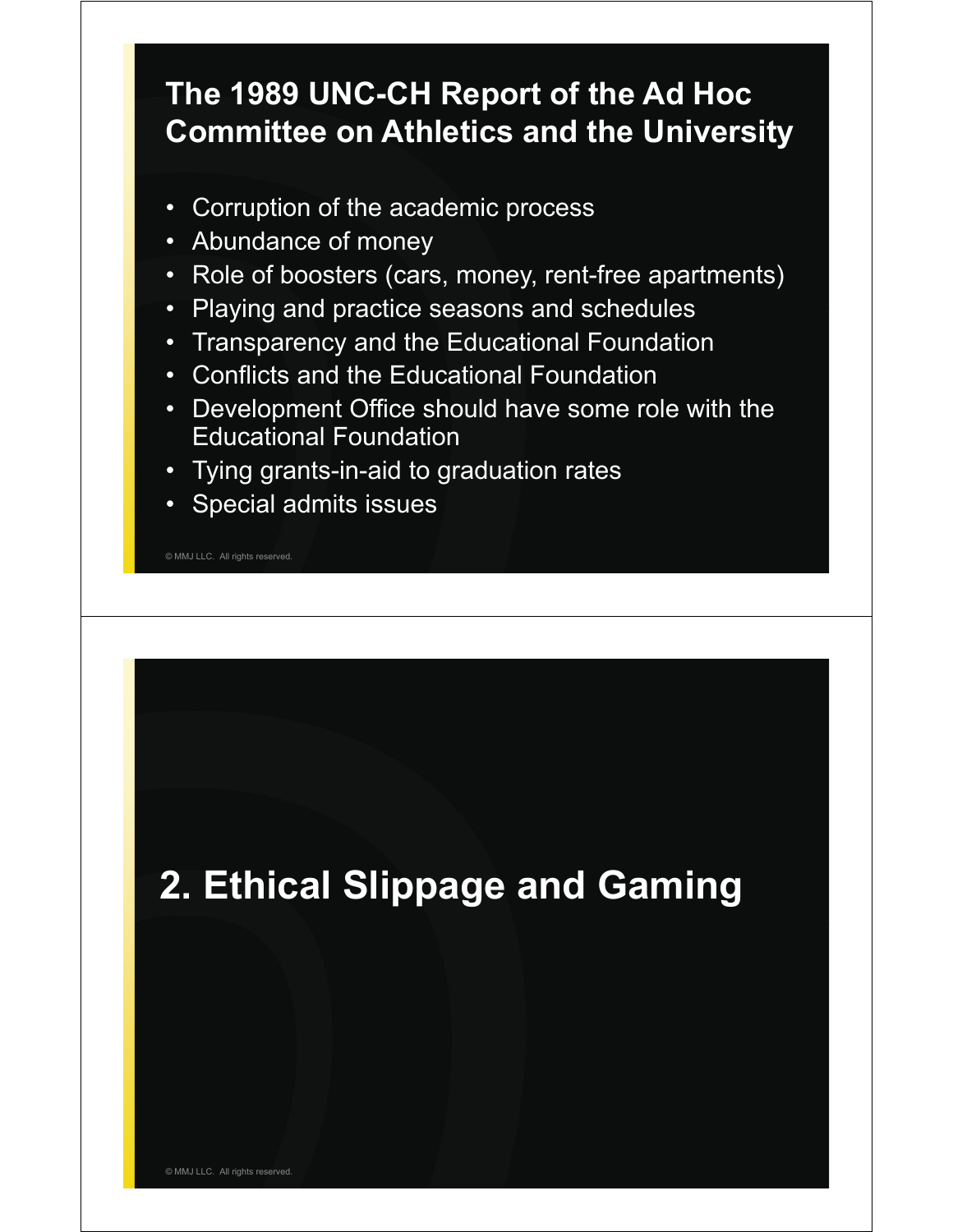## The 1989 UNC-CH Report of the Ad Hoc Committee on Athletics and the University

- Corruption of the academic process
- Abundance of money
- Role of boosters (cars, money, rent-free apartments)
- Playing and practice seasons and schedules
- Transparency and the Educational Foundation
- Conflicts and the Educational Foundation
- Development Office should have some role with the Educational Foundation
- Tying grants-in-aid to graduation rates
- Special admits issues

© MMJ LLC. All rights reserved.

## 2. Ethical Slippage and Gaming

© MMJ LLC. All rights reserved.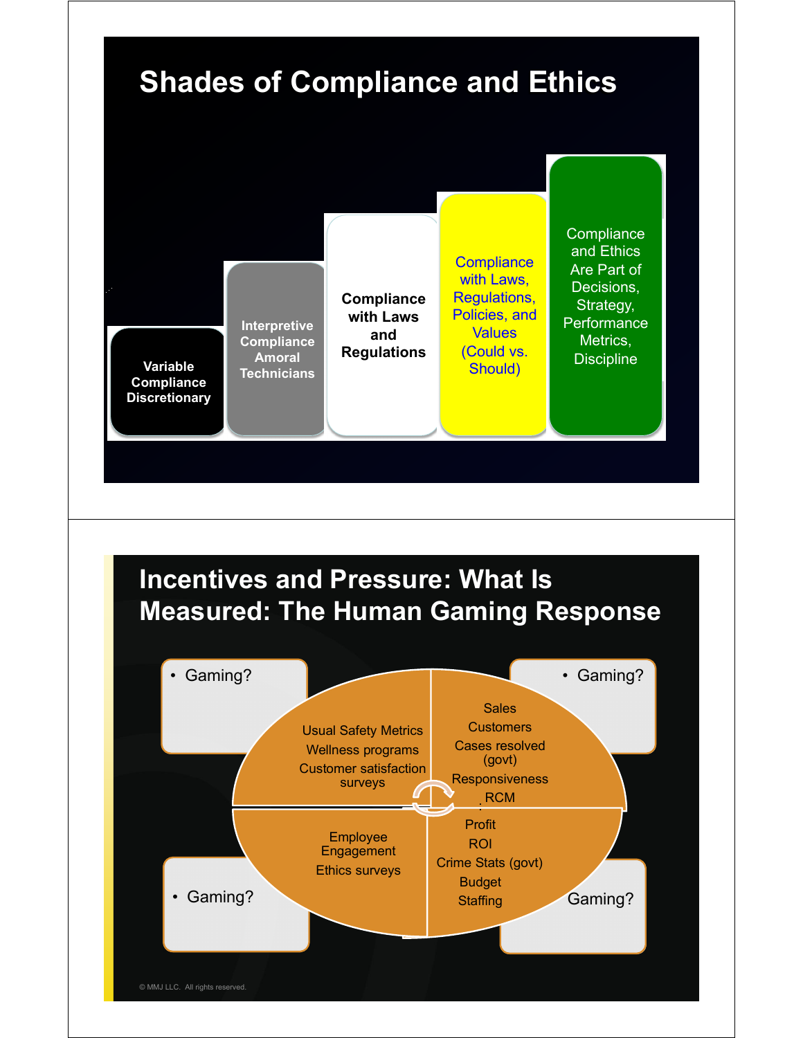## Shades of Compliance and Ethics

- Variable Compliance Discretionary
- Interpretive Compliance Amoral Technicians
- Compliance with Laws and Regulations
- Compliance with Laws, Regulations, Policies, and Values (Could vs. Should)
- Compliance and Ethics Are Part of Decisions, Strategy, Performance Metrics, Discipline

## Incentives and Pressure: What Is Measured: The Human Gaming Response

- Gaming?

Usual Safety Metrics
Wellness programs
Customer satisfaction surveys

- Gaming?

Sales
Customers
Cases resolved (govt)
Responsiveness
RCM

- Gaming?

Employee Engagement
Ethics surveys

Gaming?

Profit
ROI
Crime Stats (govt)
Budget
Staffing

© MMJ LLC. All rights reserved.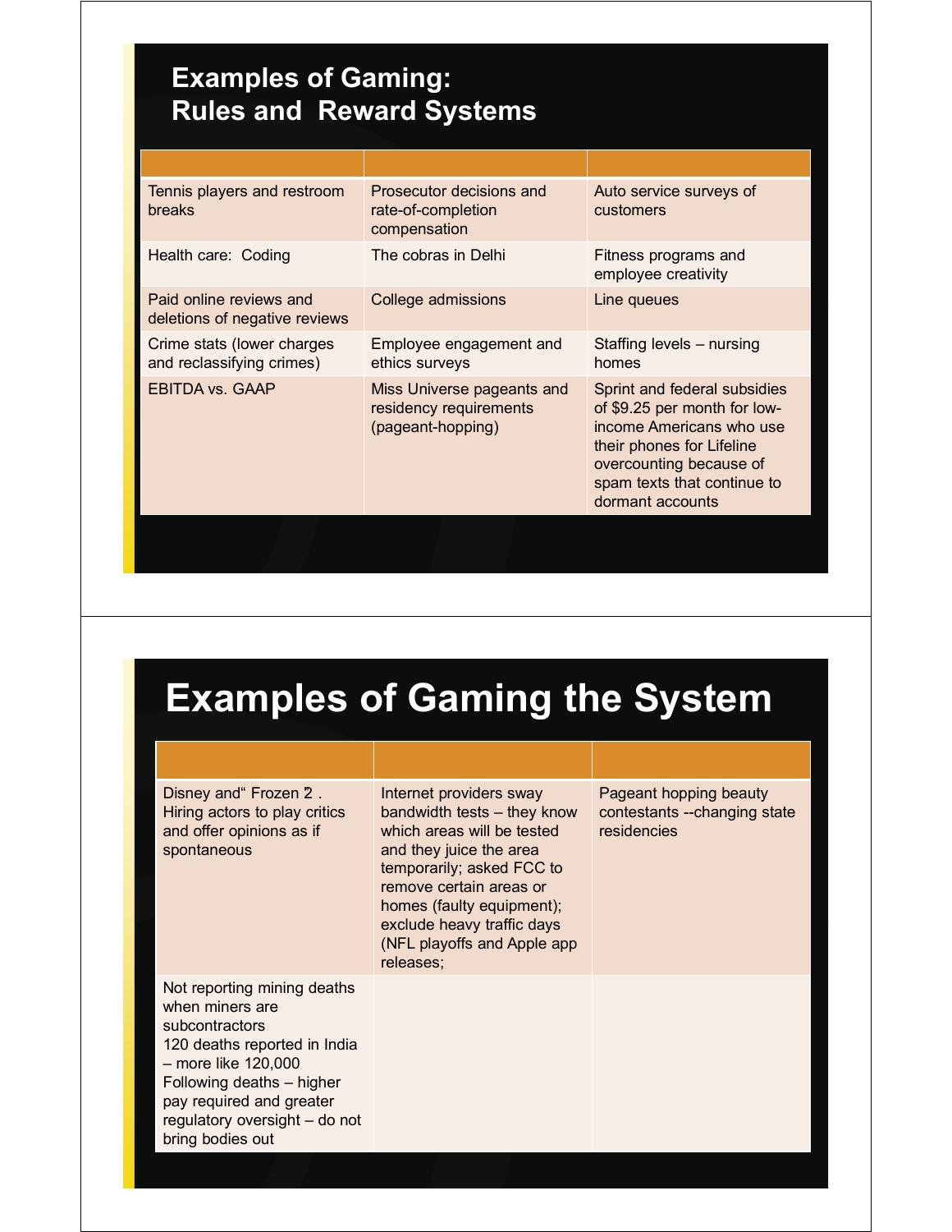## Examples of Gaming: Rules and Reward Systems

| | | |
|---|---|---|
| Tennis players and restroom breaks | Prosecutor decisions and rate-of-completion compensation | Auto service surveys of customers |
| Health care: Coding | The cobras in Delhi | Fitness programs and employee creativity |
| Paid online reviews and deletions of negative reviews | College admissions | Line queues |
| Crime stats (lower charges and reclassifying crimes) | Employee engagement and ethics surveys | Staffing levels – nursing homes |
| EBITDA vs. GAAP | Miss Universe pageants and residency requirements (pageant-hopping) | Sprint and federal subsidies of $9.25 per month for low-income Americans who use their phones for Lifeline overcounting because of spam texts that continue to dormant accounts |

## Examples of Gaming the System

| | | |
|---|---|---|
| Disney and" Frozen 2". Hiring actors to play critics and offer opinions as if spontaneous | Internet providers sway bandwidth tests – they know which areas will be tested and they juice the area temporarily; asked FCC to remove certain areas or homes (faulty equipment); exclude heavy traffic days (NFL playoffs and Apple app releases; | Pageant hopping beauty contestants --changing state residencies |
| Not reporting mining deaths when miners are subcontractors<br>120 deaths reported in India – more like 120,000<br>Following deaths – higher pay required and greater regulatory oversight – do not bring bodies out | | |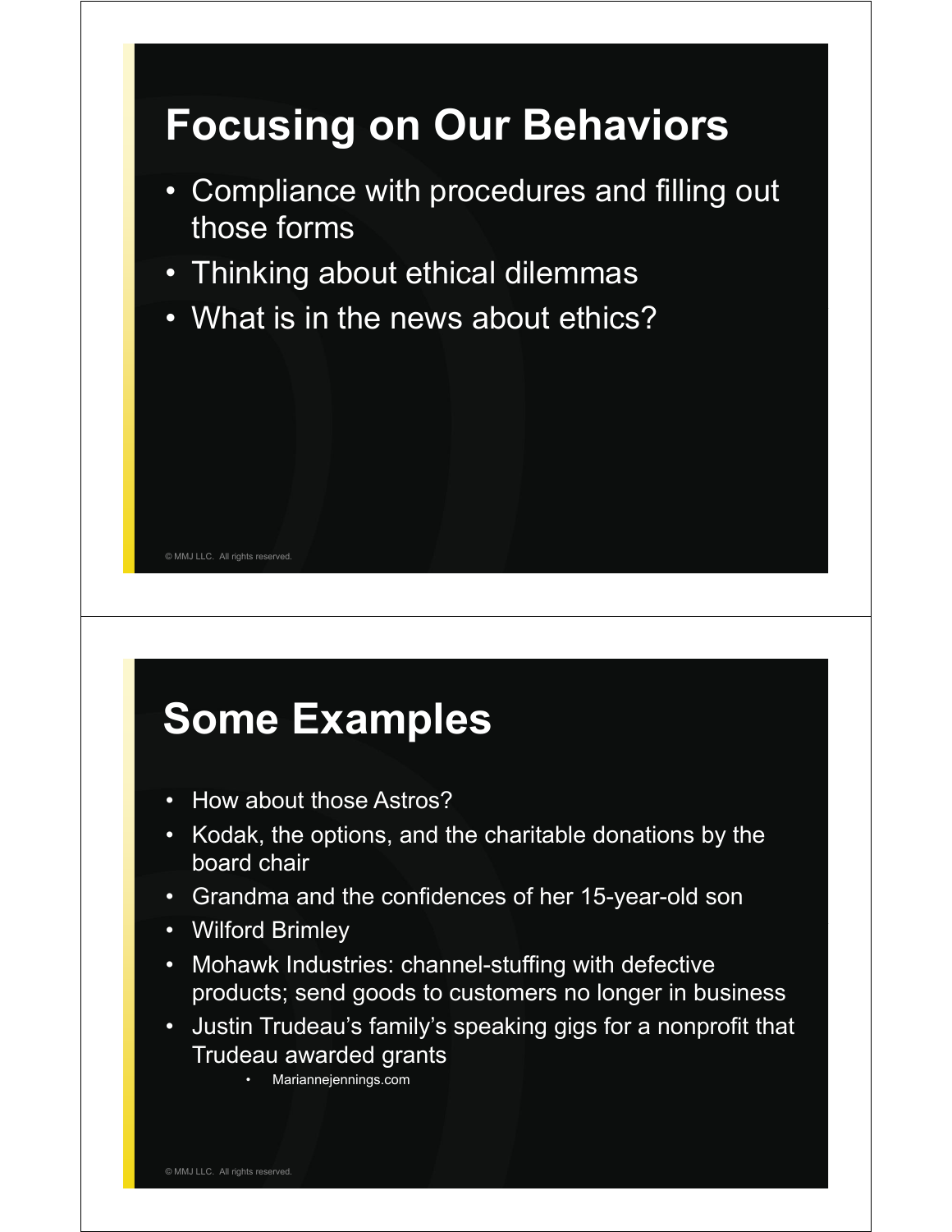## Focusing on Our Behaviors

- Compliance with procedures and filling out those forms
- Thinking about ethical dilemmas
- What is in the news about ethics?

© MMJ LLC. All rights reserved.

## Some Examples

- How about those Astros?
- Kodak, the options, and the charitable donations by the board chair
- Grandma and the confidences of her 15-year-old son
- Wilford Brimley
- Mohawk Industries: channel-stuffing with defective products; send goods to customers no longer in business
- Justin Trudeau's family's speaking gigs for a nonprofit that Trudeau awarded grants
  - Mariannejennings.com

© MMJ LLC. All rights reserved.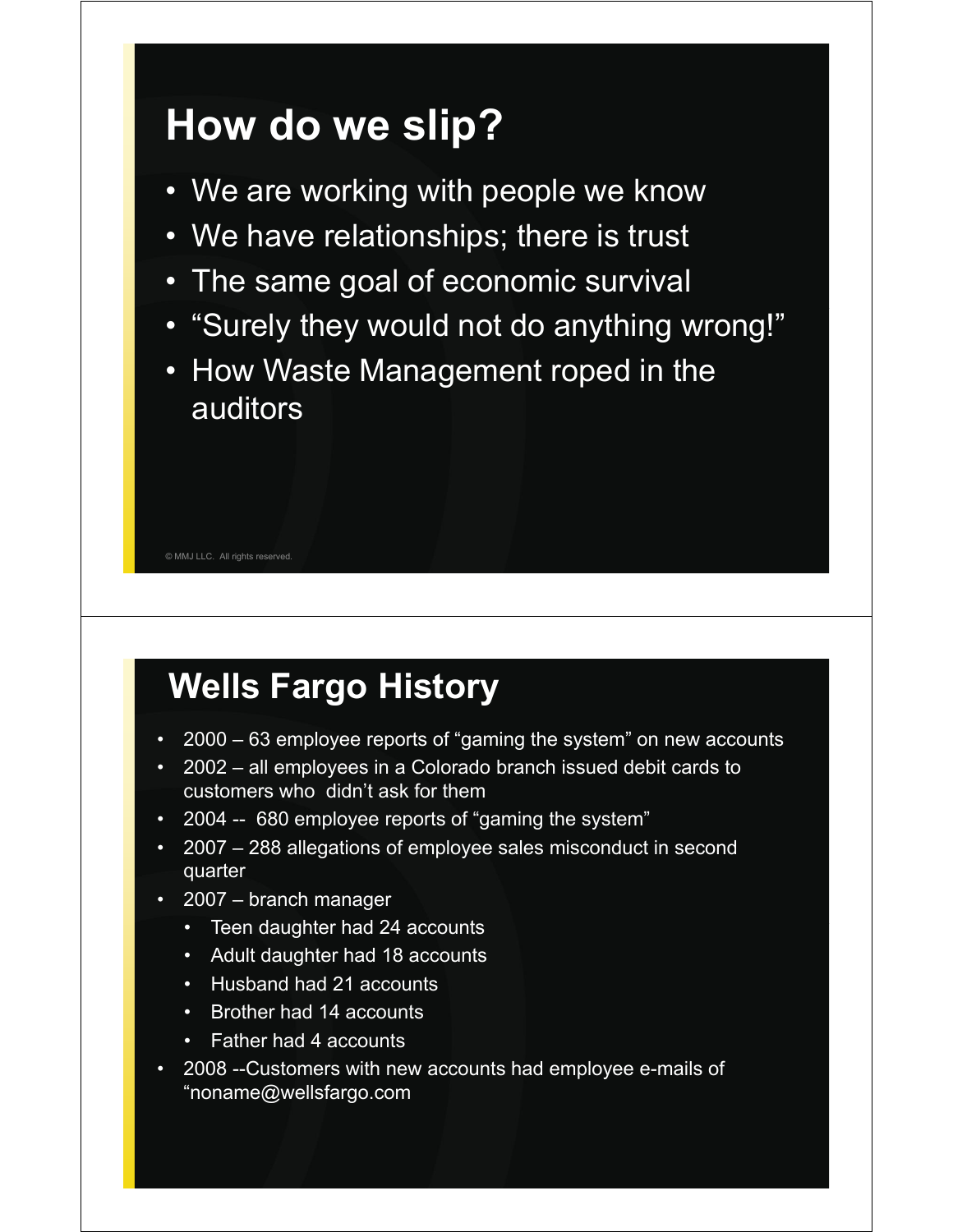## How do we slip?

- We are working with people we know
- We have relationships; there is trust
- The same goal of economic survival
- "Surely they would not do anything wrong!"
- How Waste Management roped in the auditors

© MMJ LLC. All rights reserved.

## Wells Fargo History

- 2000 – 63 employee reports of "gaming the system" on new accounts
- 2002 – all employees in a Colorado branch issued debit cards to customers who didn't ask for them
- 2004 -- 680 employee reports of "gaming the system"
- 2007 – 288 allegations of employee sales misconduct in second quarter
- 2007 – branch manager
  - Teen daughter had 24 accounts
  - Adult daughter had 18 accounts
  - Husband had 21 accounts
  - Brother had 14 accounts
  - Father had 4 accounts
- 2008 --Customers with new accounts had employee e-mails of "noname@wellsfargo.com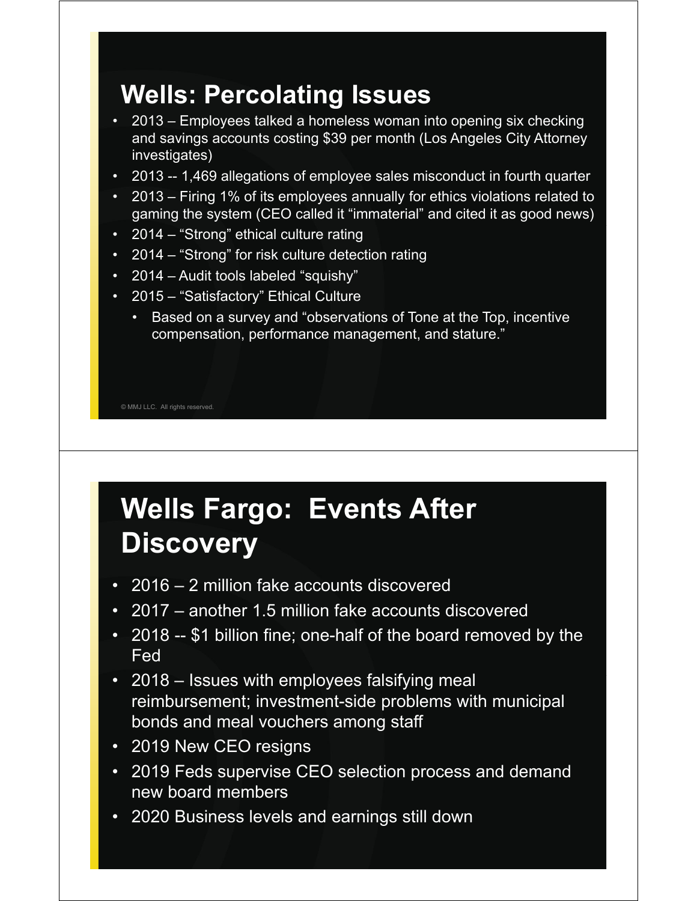## Wells: Percolating Issues

- 2013 – Employees talked a homeless woman into opening six checking and savings accounts costing $39 per month (Los Angeles City Attorney investigates)
- 2013 -- 1,469 allegations of employee sales misconduct in fourth quarter
- 2013 – Firing 1% of its employees annually for ethics violations related to gaming the system (CEO called it "immaterial" and cited it as good news)
- 2014 – "Strong" ethical culture rating
- 2014 – "Strong" for risk culture detection rating
- 2014 – Audit tools labeled "squishy"
- 2015 – "Satisfactory" Ethical Culture
  - Based on a survey and "observations of Tone at the Top, incentive compensation, performance management, and stature."

© MMJ LLC. All rights reserved.

## Wells Fargo: Events After Discovery

- 2016 – 2 million fake accounts discovered
- 2017 – another 1.5 million fake accounts discovered
- 2018 -- $1 billion fine; one-half of the board removed by the Fed
- 2018 – Issues with employees falsifying meal reimbursement; investment-side problems with municipal bonds and meal vouchers among staff
- 2019 New CEO resigns
- 2019 Feds supervise CEO selection process and demand new board members
- 2020 Business levels and earnings still down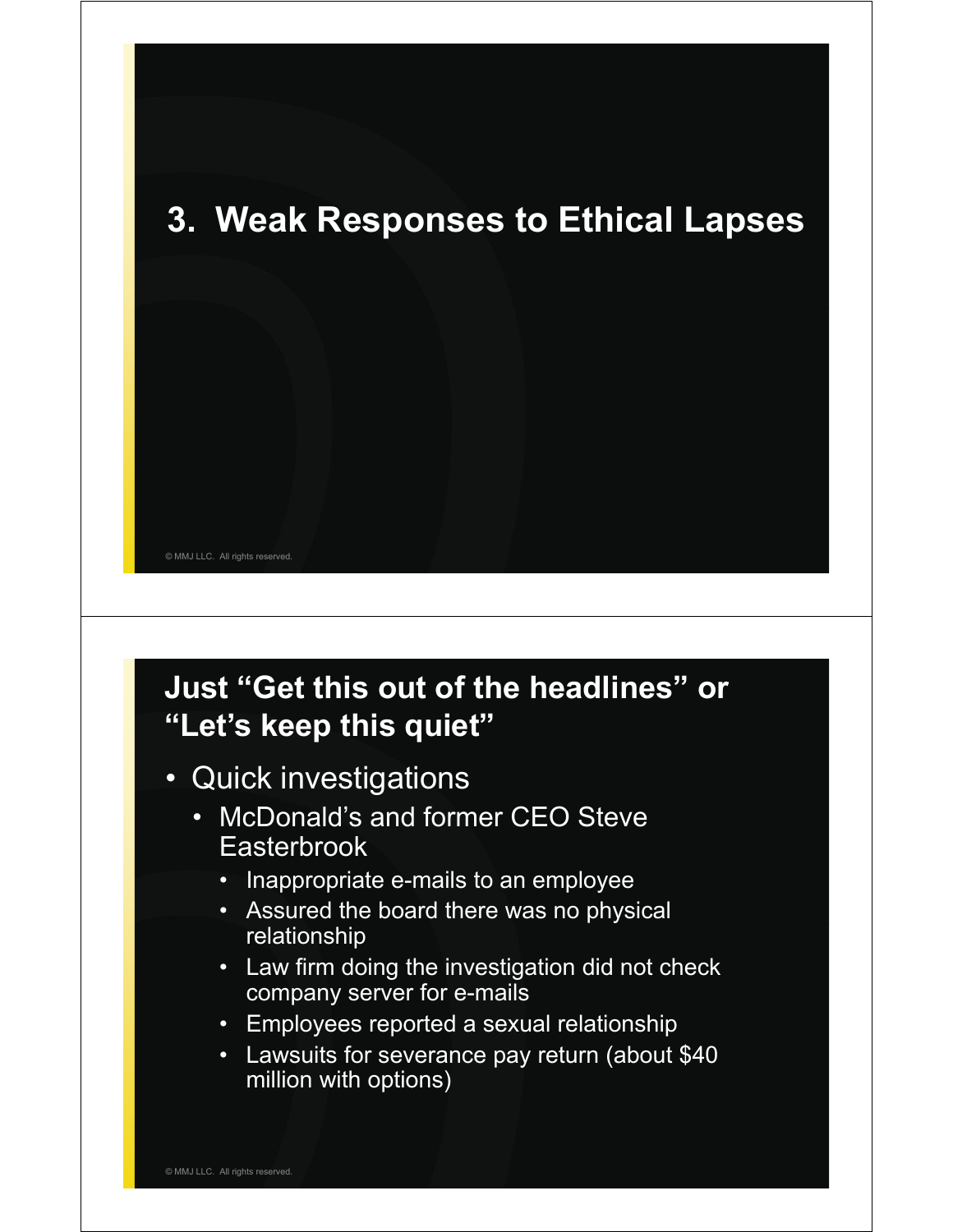## 3. Weak Responses to Ethical Lapses

## Just "Get this out of the headlines" or "Let's keep this quiet"

- Quick investigations
  - McDonald's and former CEO Steve Easterbrook
    - Inappropriate e-mails to an employee
    - Assured the board there was no physical relationship
    - Law firm doing the investigation did not check company server for e-mails
    - Employees reported a sexual relationship
    - Lawsuits for severance pay return (about $40 million with options)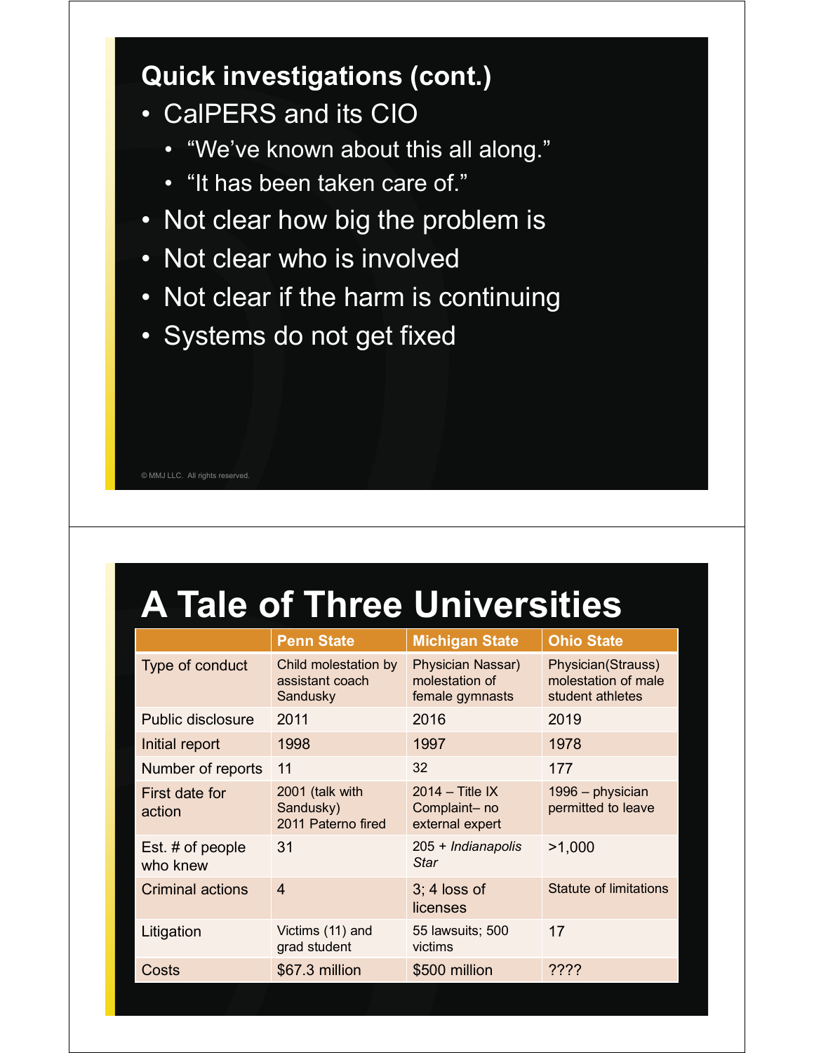## Quick investigations (cont.)

- CalPERS and its CIO
  - "We've known about this all along."
  - "It has been taken care of."
- Not clear how big the problem is
- Not clear who is involved
- Not clear if the harm is continuing
- Systems do not get fixed

© MMJ LLC. All rights reserved.

# A Tale of Three Universities

| | Penn State | Michigan State | Ohio State |
|---|---|---|---|
| Type of conduct | Child molestation by assistant coach Sandusky | Physician Nassar) molestation of female gymnasts | Physician(Strauss) molestation of male student athletes |
| Public disclosure | 2011 | 2016 | 2019 |
| Initial report | 1998 | 1997 | 1978 |
| Number of reports | 11 | 32 | 177 |
| First date for action | 2001 (talk with Sandusky) 2011 Paterno fired | 2014 – Title IX Complaint– no external expert | 1996 – physician permitted to leave |
| Est. # of people who knew | 31 | 205 + *Indianapolis Star* | >1,000 |
| Criminal actions | 4 | 3; 4 loss of licenses | Statute of limitations |
| Litigation | Victims (11) and grad student | 55 lawsuits; 500 victims | 17 |
| Costs | $67.3 million | $500 million | ???? |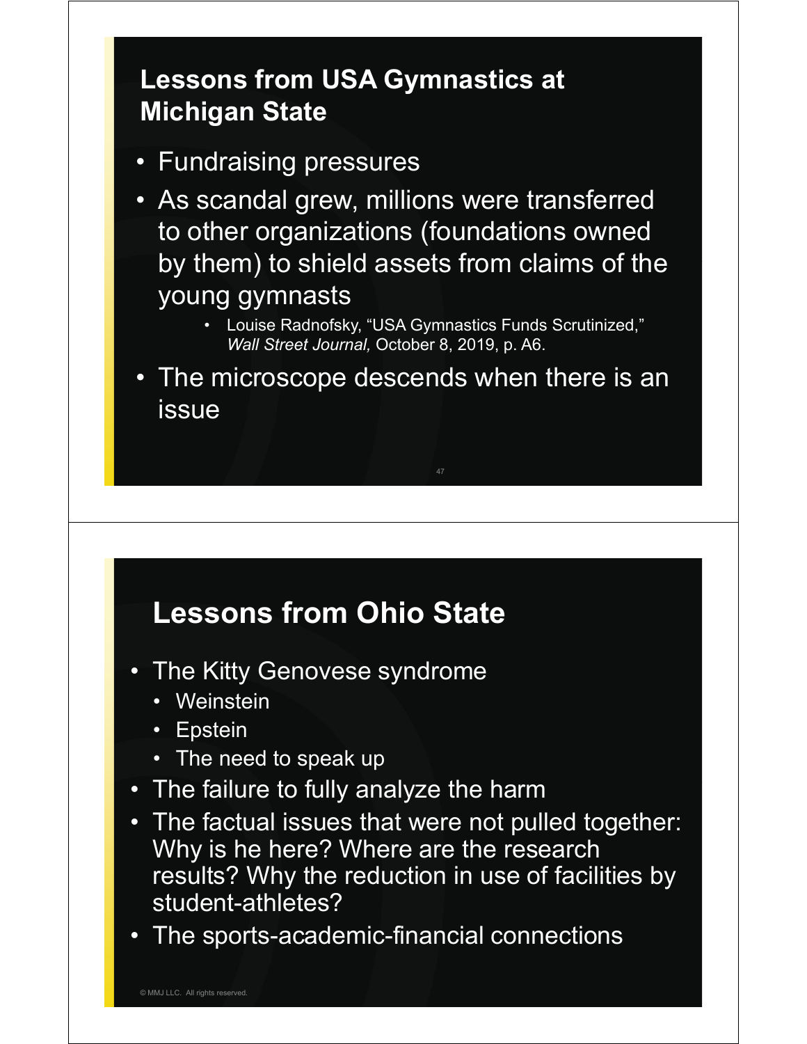## Lessons from USA Gymnastics at Michigan State

- Fundraising pressures
- As scandal grew, millions were transferred to other organizations (foundations owned by them) to shield assets from claims of the young gymnasts
  - Louise Radnofsky, "USA Gymnastics Funds Scrutinized," *Wall Street Journal,* October 8, 2019, p. A6.
- The microscope descends when there is an issue

## Lessons from Ohio State

- The Kitty Genovese syndrome
  - Weinstein
  - Epstein
  - The need to speak up
- The failure to fully analyze the harm
- The factual issues that were not pulled together: Why is he here? Where are the research results? Why the reduction in use of facilities by student-athletes?
- The sports-academic-financial connections

© MMJ LLC. All rights reserved.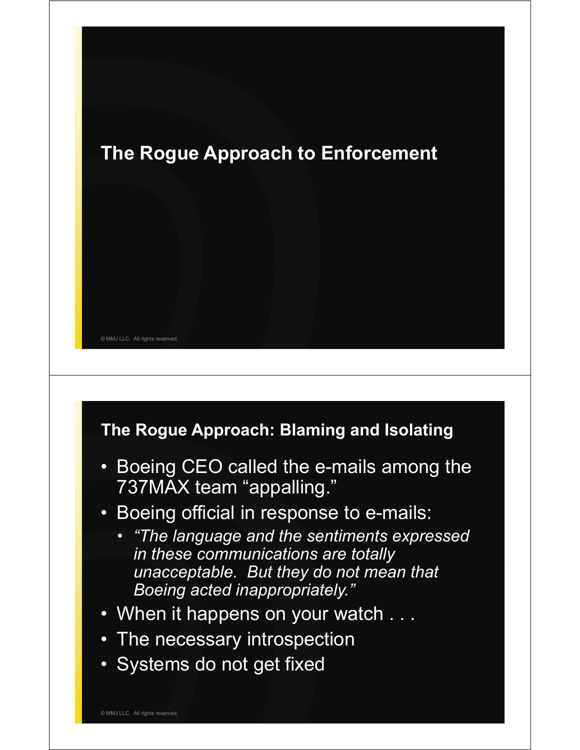## The Rogue Approach to Enforcement

## The Rogue Approach: Blaming and Isolating

- Boeing CEO called the e-mails among the 737MAX team "appalling."
- Boeing official in response to e-mails:
  - *"The language and the sentiments expressed in these communications are totally unacceptable. But they do not mean that Boeing acted inappropriately."*
- When it happens on your watch . . .
- The necessary introspection
- Systems do not get fixed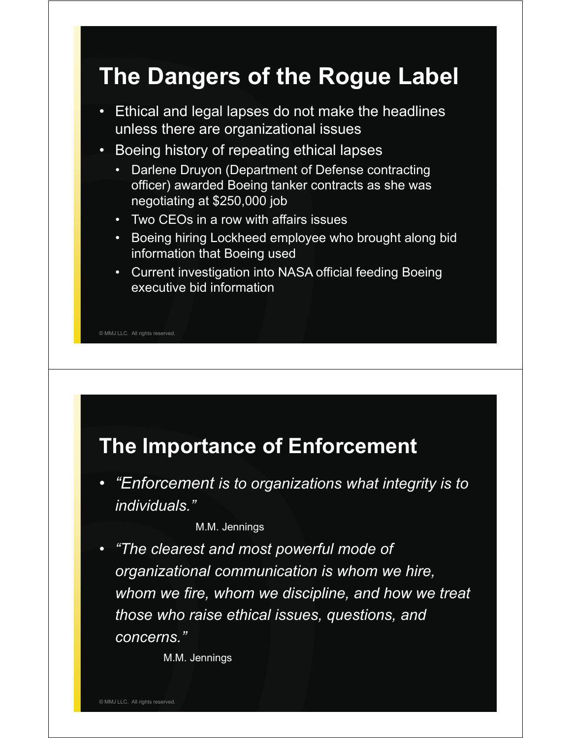## The Dangers of the Rogue Label

- Ethical and legal lapses do not make the headlines unless there are organizational issues
- Boeing history of repeating ethical lapses
  - Darlene Druyon (Department of Defense contracting officer) awarded Boeing tanker contracts as she was negotiating at $250,000 job
  - Two CEOs in a row with affairs issues
  - Boeing hiring Lockheed employee who brought along bid information that Boeing used
  - Current investigation into NASA official feeding Boeing executive bid information

© MMJ LLC. All rights reserved.

## The Importance of Enforcement

- *"Enforcement is to organizations what integrity is to individuals."*

  M.M. Jennings

- *"The clearest and most powerful mode of organizational communication is whom we hire, whom we fire, whom we discipline, and how we treat those who raise ethical issues, questions, and concerns."*

  M.M. Jennings

© MMJ LLC. All rights reserved.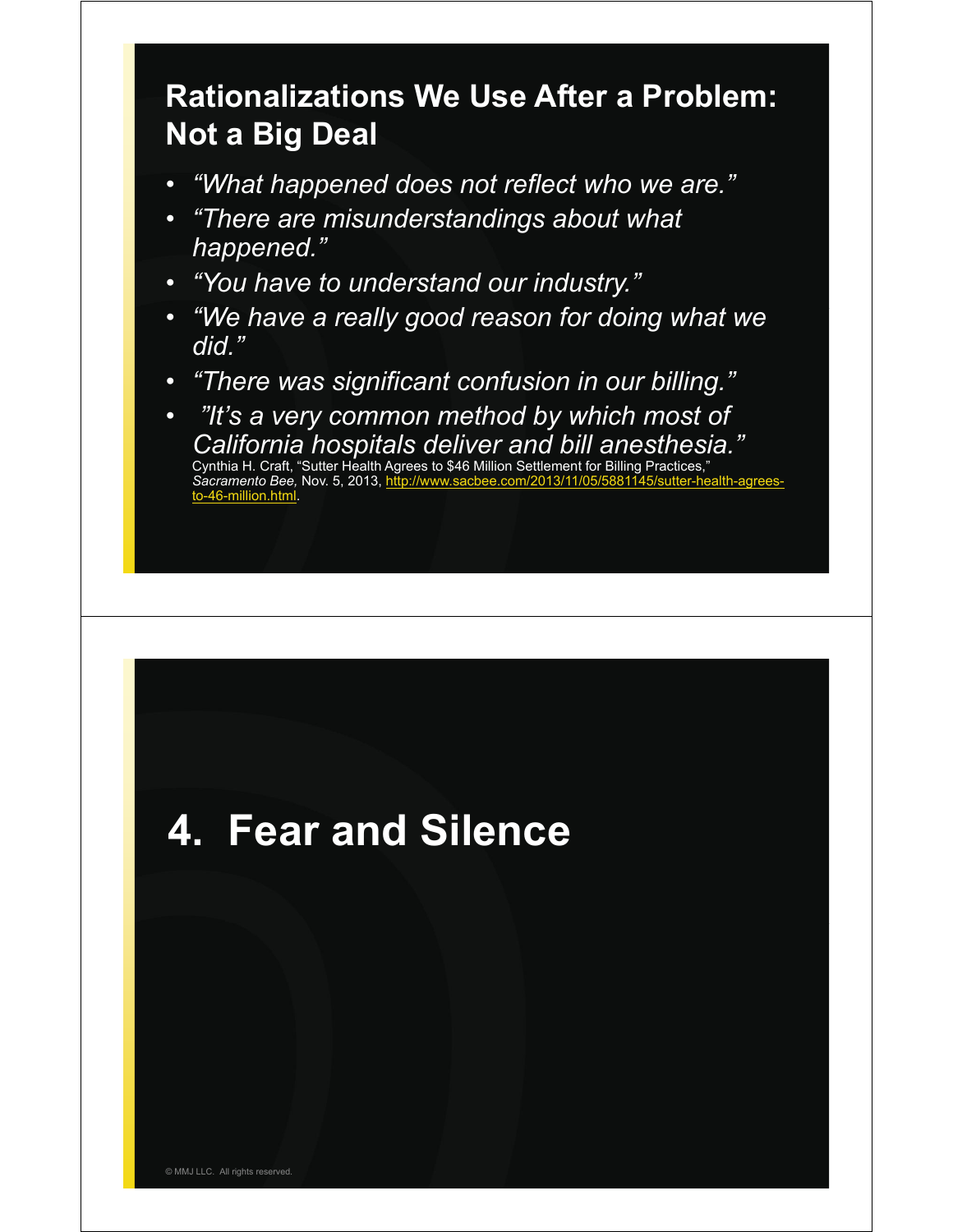## Rationalizations We Use After a Problem: Not a Big Deal

- *"What happened does not reflect who we are."*
- *"There are misunderstandings about what happened."*
- *"You have to understand our industry."*
- *"We have a really good reason for doing what we did."*
- *"There was significant confusion in our billing."*
- *"It's a very common method by which most of California hospitals deliver and bill anesthesia."*
  Cynthia H. Craft, "Sutter Health Agrees to $46 Million Settlement for Billing Practices," *Sacramento Bee,* Nov. 5, 2013, http://www.sacbee.com/2013/11/05/5881145/sutter-health-agrees-to-46-million.html.

## 4. Fear and Silence

© MMJ LLC. All rights reserved.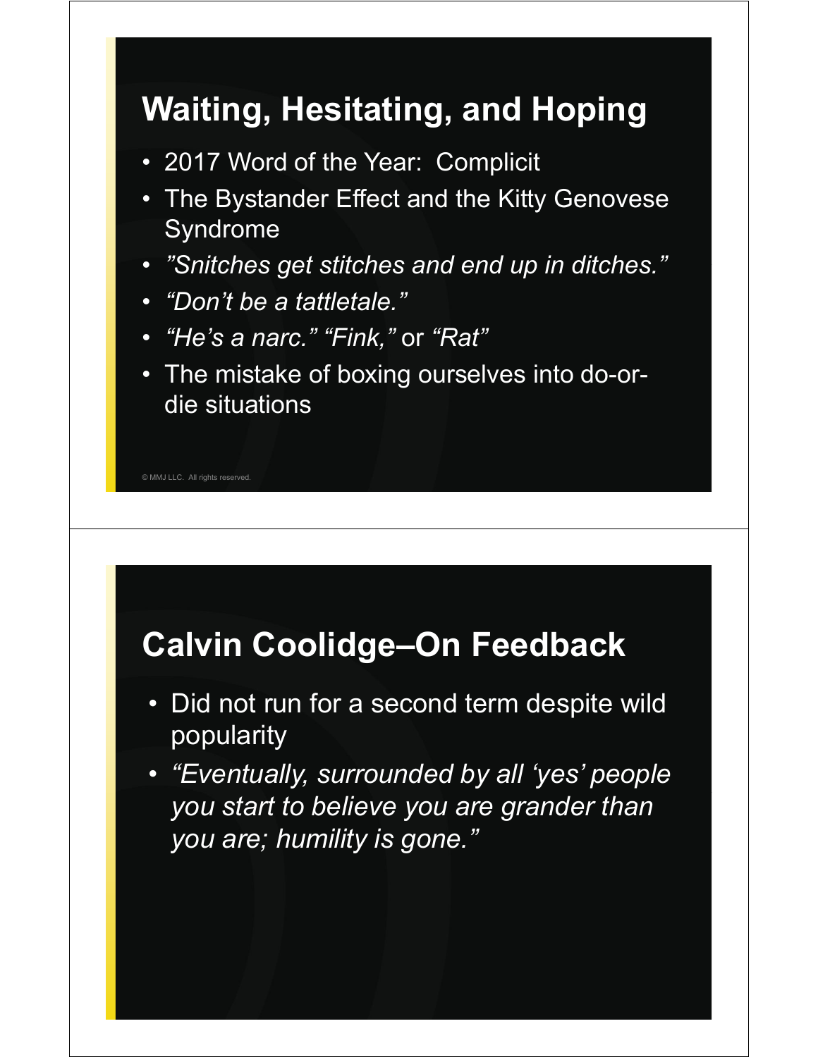## Waiting, Hesitating, and Hoping

- 2017 Word of the Year: Complicit
- The Bystander Effect and the Kitty Genovese Syndrome
- *"Snitches get stitches and end up in ditches."*
- *"Don't be a tattletale."*
- *"He's a narc." "Fink,"* or *"Rat"*
- The mistake of boxing ourselves into do-or-die situations

© MMJ LLC. All rights reserved.

## Calvin Coolidge–On Feedback

- Did not run for a second term despite wild popularity
- *"Eventually, surrounded by all 'yes' people you start to believe you are grander than you are; humility is gone."*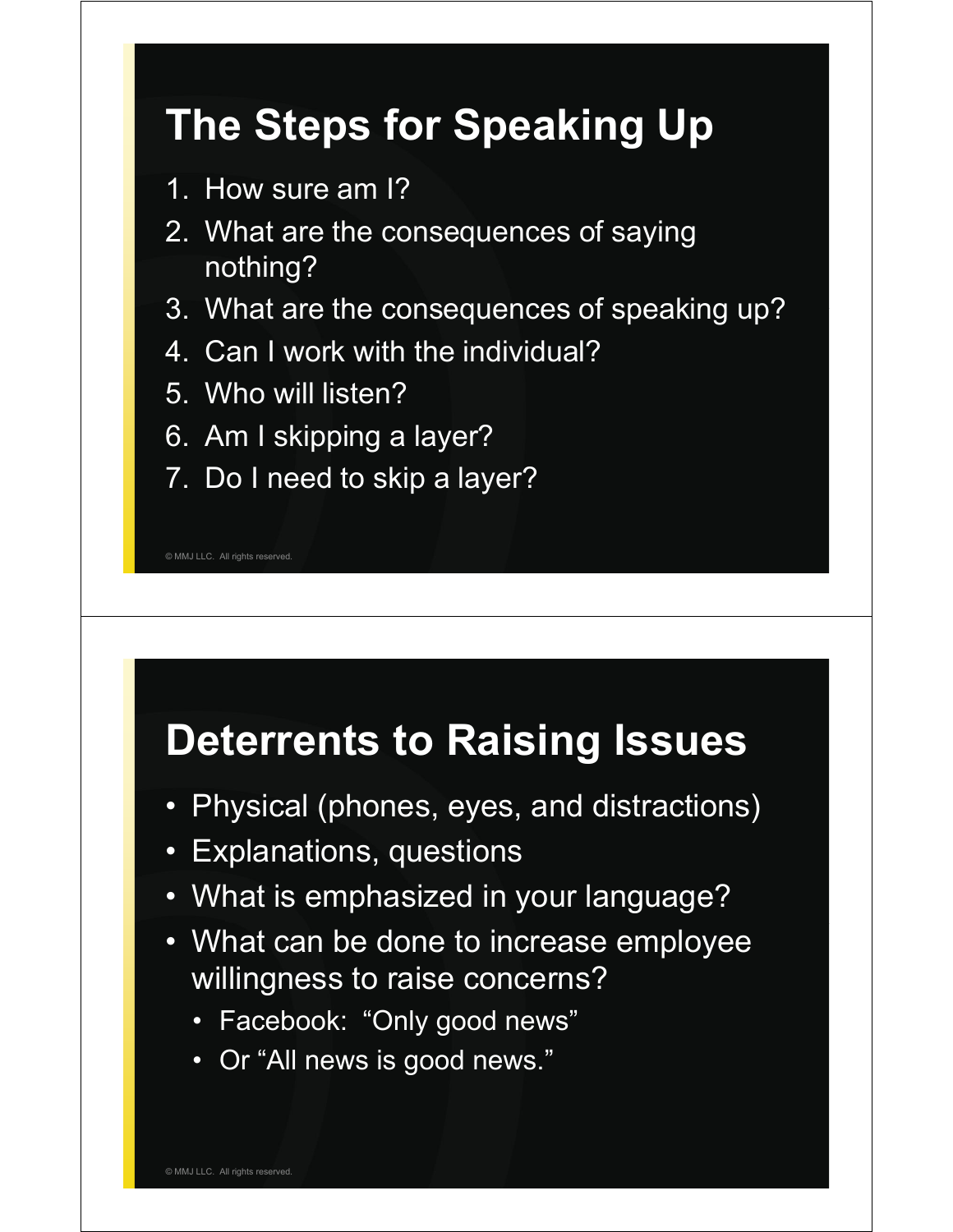## The Steps for Speaking Up

1. How sure am I?
2. What are the consequences of saying nothing?
3. What are the consequences of speaking up?
4. Can I work with the individual?
5. Who will listen?
6. Am I skipping a layer?
7. Do I need to skip a layer?

© MMJ LLC. All rights reserved.

## Deterrents to Raising Issues

- Physical (phones, eyes, and distractions)
- Explanations, questions
- What is emphasized in your language?
- What can be done to increase employee willingness to raise concerns?
  - Facebook: “Only good news”
  - Or “All news is good news.”

© MMJ LLC. All rights reserved.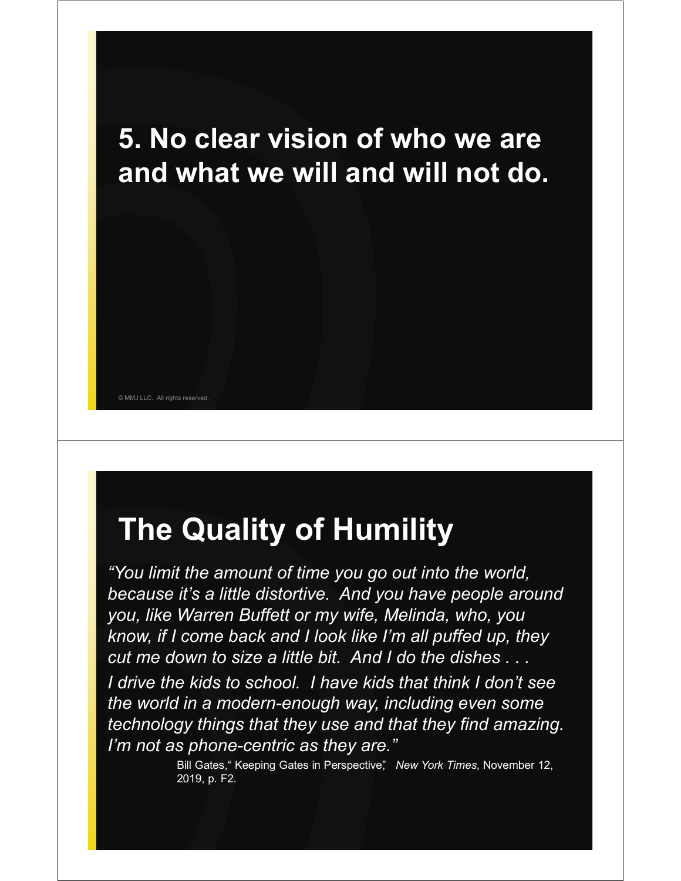## 5. No clear vision of who we are and what we will and will not do.

© MMJ LLC. All rights reserved.

## The Quality of Humility

*"You limit the amount of time you go out into the world, because it's a little distortive. And you have people around you, like Warren Buffett or my wife, Melinda, who, you know, if I come back and I look like I'm all puffed up, they cut me down to size a little bit. And I do the dishes . . . I drive the kids to school. I have kids that think I don't see the world in a modern-enough way, including even some technology things that they use and that they find amazing. I'm not as phone-centric as they are."*

Bill Gates, "Keeping Gates in Perspective", *New York Times,* November 12, 2019, p. F2.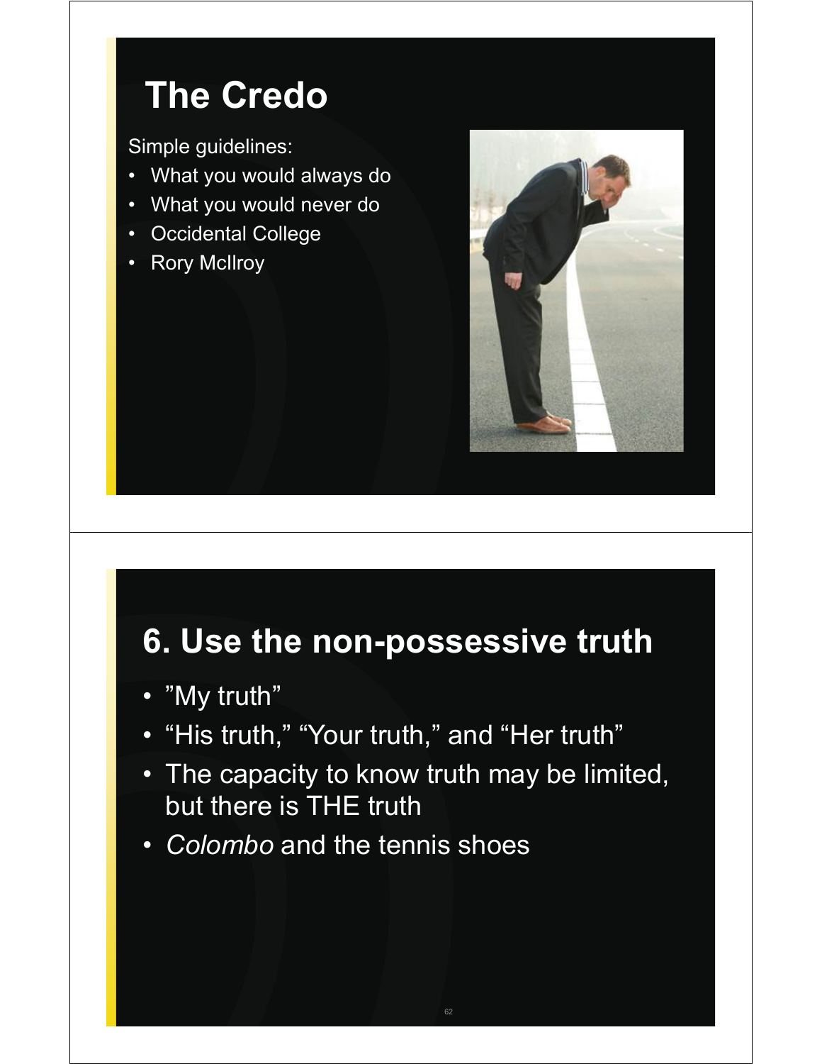## The Credo

Simple guidelines:

- What you would always do
- What you would never do
- Occidental College
- Rory McIlroy

## 6. Use the non-possessive truth

- ”My truth”
- “His truth,” “Your truth,” and “Her truth”
- The capacity to know truth may be limited, but there is THE truth
- *Colombo* and the tennis shoes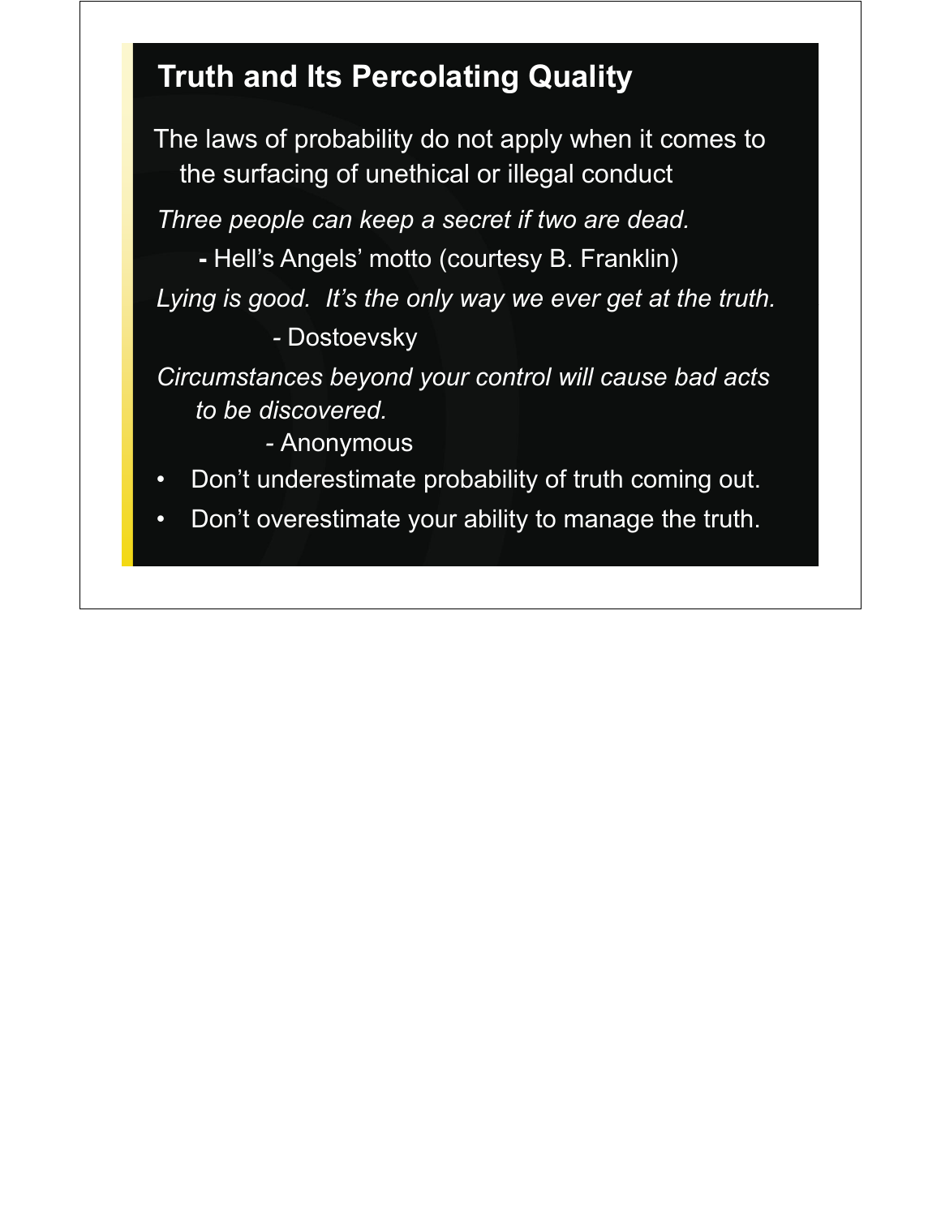## Truth and Its Percolating Quality

The laws of probability do not apply when it comes to the surfacing of unethical or illegal conduct

*Three people can keep a secret if two are dead.*

**-** Hell's Angels' motto (courtesy B. Franklin)

*Lying is good. It's the only way we ever get at the truth.*

- Dostoevsky

*Circumstances beyond your control will cause bad acts to be discovered.*

- Anonymous

- Don't underestimate probability of truth coming out.
- Don't overestimate your ability to manage the truth.